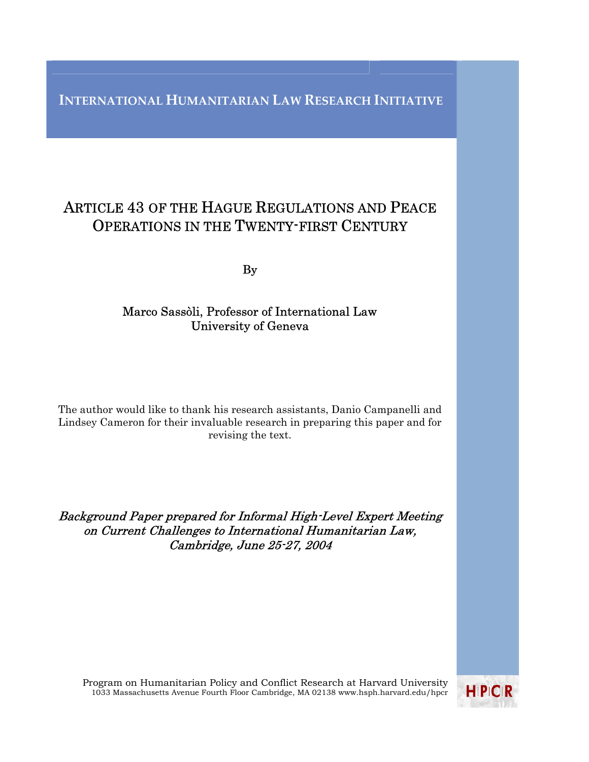**INTERNATIONAL HUMANITARIAN LAW RESEARCH INITIATIVE**

# ARTICLE 43 OF THE HAGUE REGULATIONS AND PEACE OPERATIONS IN THE TWENTY-FIRST CENTURY

By

Marco Sassòli, Professor of International Law
University of Geneva

The author would like to thank his research assistants, Danio Campanelli and Lindsey Cameron for their invaluable research in preparing this paper and for revising the text.

*Background Paper prepared for Informal High-Level Expert Meeting on Current Challenges to International Humanitarian Law, Cambridge, June 25-27, 2004*

Program on Humanitarian Policy and Conflict Research at Harvard University
1033 Massachusetts Avenue Fourth Floor Cambridge, MA 02138 www.hsph.harvard.edu/hpcr

HPCR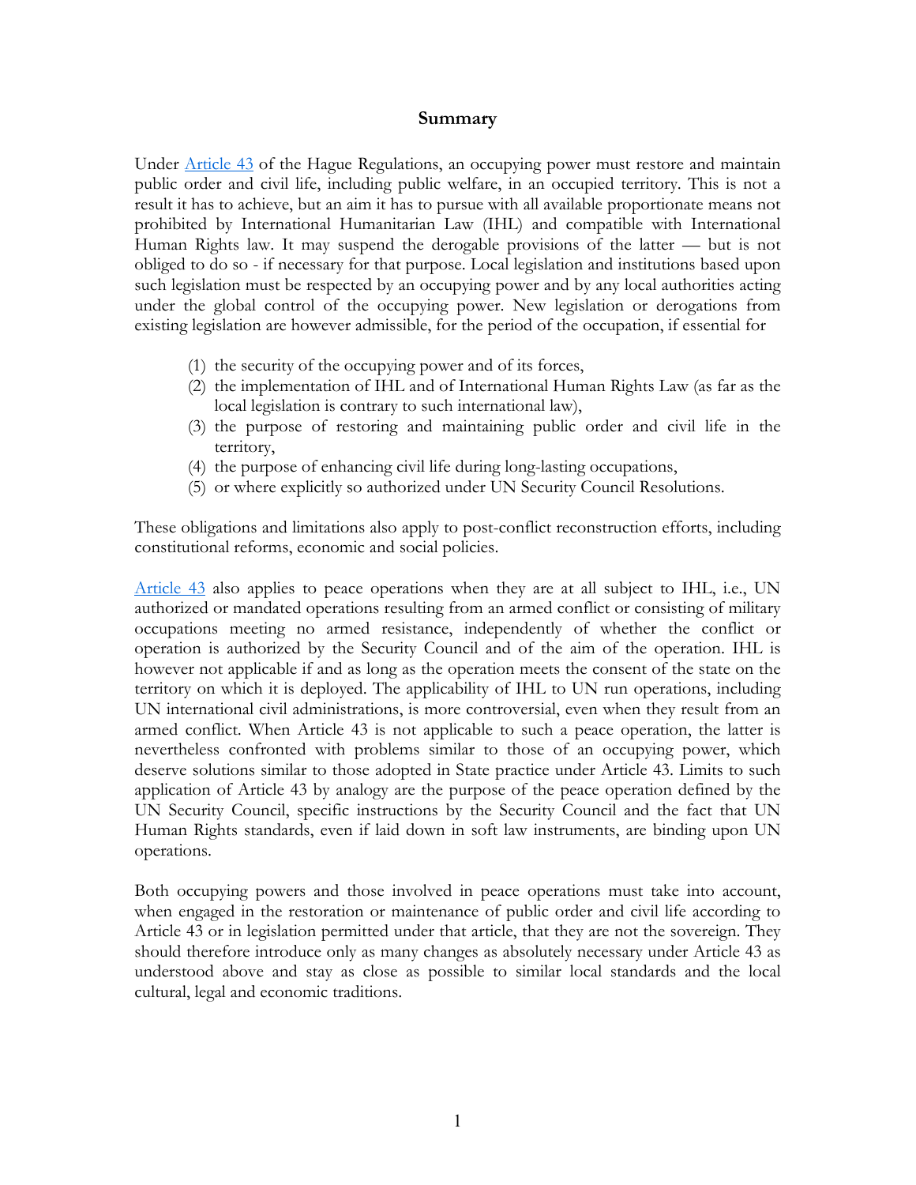## Summary

Under [Article 43](#) of the Hague Regulations, an occupying power must restore and maintain public order and civil life, including public welfare, in an occupied territory. This is not a result it has to achieve, but an aim it has to pursue with all available proportionate means not prohibited by International Humanitarian Law (IHL) and compatible with International Human Rights law. It may suspend the derogable provisions of the latter — but is not obliged to do so - if necessary for that purpose. Local legislation and institutions based upon such legislation must be respected by an occupying power and by any local authorities acting under the global control of the occupying power. New legislation or derogations from existing legislation are however admissible, for the period of the occupation, if essential for

(1) the security of the occupying power and of its forces,
(2) the implementation of IHL and of International Human Rights Law (as far as the local legislation is contrary to such international law),
(3) the purpose of restoring and maintaining public order and civil life in the territory,
(4) the purpose of enhancing civil life during long-lasting occupations,
(5) or where explicitly so authorized under UN Security Council Resolutions.

These obligations and limitations also apply to post-conflict reconstruction efforts, including constitutional reforms, economic and social policies.

[Article 43](#) also applies to peace operations when they are at all subject to IHL, i.e., UN authorized or mandated operations resulting from an armed conflict or consisting of military occupations meeting no armed resistance, independently of whether the conflict or operation is authorized by the Security Council and of the aim of the operation. IHL is however not applicable if and as long as the operation meets the consent of the state on the territory on which it is deployed. The applicability of IHL to UN run operations, including UN international civil administrations, is more controversial, even when they result from an armed conflict. When Article 43 is not applicable to such a peace operation, the latter is nevertheless confronted with problems similar to those of an occupying power, which deserve solutions similar to those adopted in State practice under Article 43. Limits to such application of Article 43 by analogy are the purpose of the peace operation defined by the UN Security Council, specific instructions by the Security Council and the fact that UN Human Rights standards, even if laid down in soft law instruments, are binding upon UN operations.

Both occupying powers and those involved in peace operations must take into account, when engaged in the restoration or maintenance of public order and civil life according to Article 43 or in legislation permitted under that article, that they are not the sovereign. They should therefore introduce only as many changes as absolutely necessary under Article 43 as understood above and stay as close as possible to similar local standards and the local cultural, legal and economic traditions.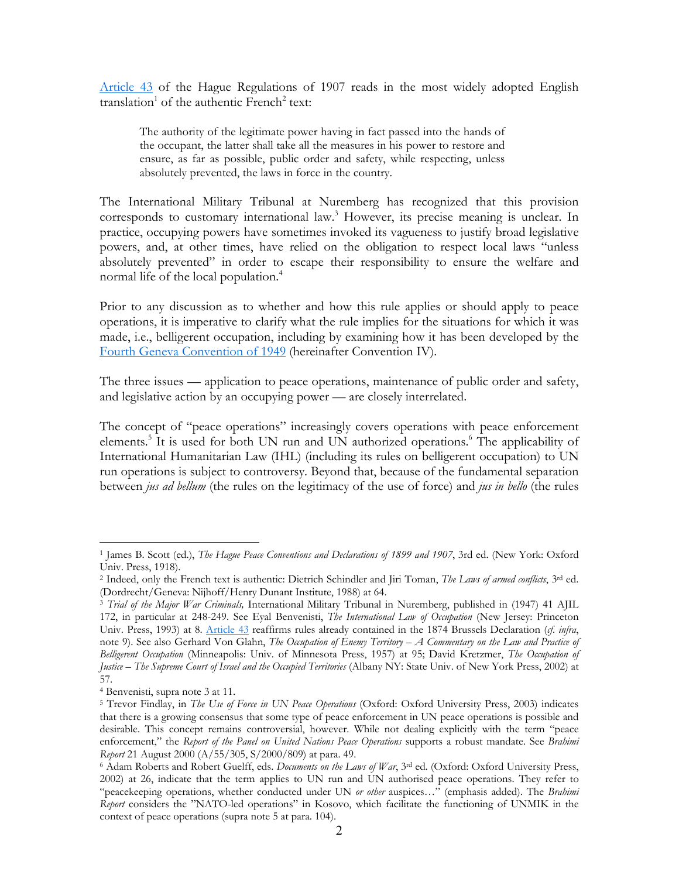[Article 43](#) of the Hague Regulations of 1907 reads in the most widely adopted English translation[1] of the authentic French[2] text:

> The authority of the legitimate power having in fact passed into the hands of the occupant, the latter shall take all the measures in his power to restore and ensure, as far as possible, public order and safety, while respecting, unless absolutely prevented, the laws in force in the country.

The International Military Tribunal at Nuremberg has recognized that this provision corresponds to customary international law.[3] However, its precise meaning is unclear. In practice, occupying powers have sometimes invoked its vagueness to justify broad legislative powers, and, at other times, have relied on the obligation to respect local laws "unless absolutely prevented" in order to escape their responsibility to ensure the welfare and normal life of the local population.[4]

Prior to any discussion as to whether and how this rule applies or should apply to peace operations, it is imperative to clarify what the rule implies for the situations for which it was made, i.e., belligerent occupation, including by examining how it has been developed by the [Fourth Geneva Convention of 1949](#) (hereinafter Convention IV).

The three issues — application to peace operations, maintenance of public order and safety, and legislative action by an occupying power — are closely interrelated.

The concept of "peace operations" increasingly covers operations with peace enforcement elements.[5] It is used for both UN run and UN authorized operations.[6] The applicability of International Humanitarian Law (IHL) (including its rules on belligerent occupation) to UN run operations is subject to controversy. Beyond that, because of the fundamental separation between *jus ad bellum* (the rules on the legitimacy of the use of force) and *jus in bello* (the rules

---

[1] James B. Scott (ed.), *The Hague Peace Conventions and Declarations of 1899 and 1907*, 3rd ed. (New York: Oxford Univ. Press, 1918).

[2] Indeed, only the French text is authentic: Dietrich Schindler and Jiri Toman, *The Laws of armed conflicts*, 3rd ed. (Dordrecht/Geneva: Nijhoff/Henry Dunant Institute, 1988) at 64.

[3] *Trial of the Major War Criminals,* International Military Tribunal in Nuremberg, published in (1947) 41 AJIL 172, in particular at 248-249. See Eyal Benvenisti, *The International Law of Occupation* (New Jersey: Princeton Univ. Press, 1993) at 8. [Article 43](#) reaffirms rules already contained in the 1874 Brussels Declaration (*cf. infra*, note 9). See also Gerhard Von Glahn, *The Occupation of Enemy Territory – A Commentary on the Law and Practice of Belligerent Occupation* (Minneapolis: Univ. of Minnesota Press, 1957) at 95; David Kretzmer, *The Occupation of Justice – The Supreme Court of Israel and the Occupied Territories* (Albany NY: State Univ. of New York Press, 2002) at 57.

[4] Benvenisti, supra note 3 at 11.

[5] Trevor Findlay, in *The Use of Force in UN Peace Operations* (Oxford: Oxford University Press, 2003) indicates that there is a growing consensus that some type of peace enforcement in UN peace operations is possible and desirable. This concept remains controversial, however. While not dealing explicitly with the term "peace enforcement," the *Report of the Panel on United Nations Peace Operations* supports a robust mandate. See *Brahimi Report* 21 August 2000 (A/55/305, S/2000/809) at para. 49.

[6] Adam Roberts and Robert Guelff, eds. *Documents on the Laws of War*, 3rd ed. (Oxford: Oxford University Press, 2002) at 26, indicate that the term applies to UN run and UN authorised peace operations. They refer to "peacekeeping operations, whether conducted under UN *or other* auspices…" (emphasis added). The *Brahimi Report* considers the "NATO-led operations" in Kosovo, which facilitate the functioning of UNMIK in the context of peace operations (supra note 5 at para. 104).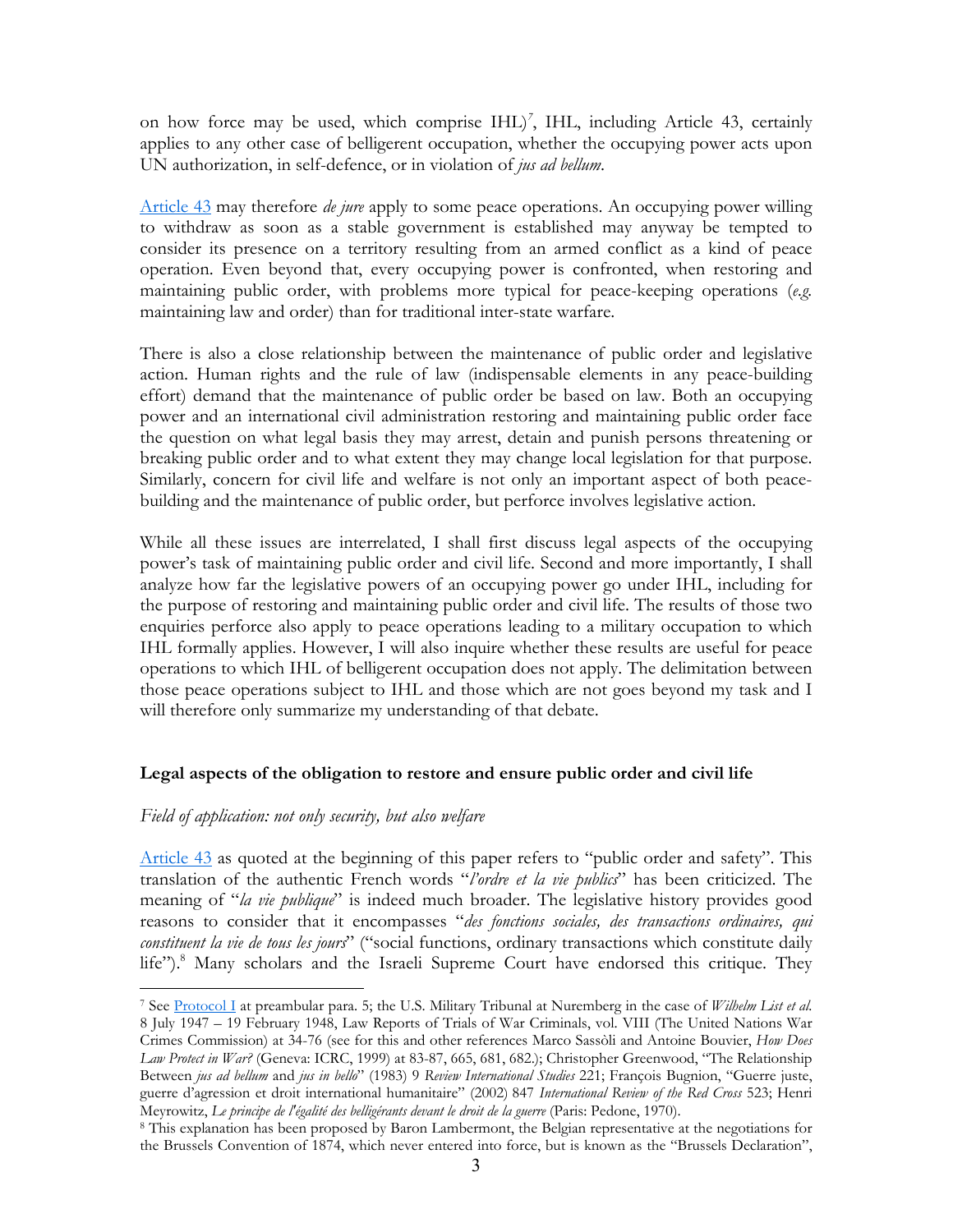on how force may be used, which comprise IHL)[7], IHL, including Article 43, certainly applies to any other case of belligerent occupation, whether the occupying power acts upon UN authorization, in self-defence, or in violation of *jus ad bellum*.

[Article 43](#) may therefore *de jure* apply to some peace operations. An occupying power willing to withdraw as soon as a stable government is established may anyway be tempted to consider its presence on a territory resulting from an armed conflict as a kind of peace operation. Even beyond that, every occupying power is confronted, when restoring and maintaining public order, with problems more typical for peace-keeping operations (*e.g.* maintaining law and order) than for traditional inter-state warfare.

There is also a close relationship between the maintenance of public order and legislative action. Human rights and the rule of law (indispensable elements in any peace-building effort) demand that the maintenance of public order be based on law. Both an occupying power and an international civil administration restoring and maintaining public order face the question on what legal basis they may arrest, detain and punish persons threatening or breaking public order and to what extent they may change local legislation for that purpose. Similarly, concern for civil life and welfare is not only an important aspect of both peace-building and the maintenance of public order, but perforce involves legislative action.

While all these issues are interrelated, I shall first discuss legal aspects of the occupying power's task of maintaining public order and civil life. Second and more importantly, I shall analyze how far the legislative powers of an occupying power go under IHL, including for the purpose of restoring and maintaining public order and civil life. The results of those two enquiries perforce also apply to peace operations leading to a military occupation to which IHL formally applies. However, I will also inquire whether these results are useful for peace operations to which IHL of belligerent occupation does not apply. The delimitation between those peace operations subject to IHL and those which are not goes beyond my task and I will therefore only summarize my understanding of that debate.

## Legal aspects of the obligation to restore and ensure public order and civil life

### *Field of application: not only security, but also welfare*

[Article 43](#) as quoted at the beginning of this paper refers to "public order and safety". This translation of the authentic French words "*l'ordre et la vie publics*" has been criticized. The meaning of "*la vie publique*" is indeed much broader. The legislative history provides good reasons to consider that it encompasses "*des fonctions sociales, des transactions ordinaires, qui constituent la vie de tous les jours*" ("social functions, ordinary transactions which constitute daily life").[8] Many scholars and the Israeli Supreme Court have endorsed this critique. They

---

[7] See [Protocol I](#) at preambular para. 5; the U.S. Military Tribunal at Nuremberg in the case of *Wilhelm List et al.* 8 July 1947 – 19 February 1948, Law Reports of Trials of War Criminals, vol. VIII (The United Nations War Crimes Commission) at 34-76 (see for this and other references Marco Sassòli and Antoine Bouvier, *How Does Law Protect in War?* (Geneva: ICRC, 1999) at 83-87, 665, 681, 682.); Christopher Greenwood, "The Relationship Between *jus ad bellum* and *jus in bello*" (1983) 9 *Review International Studies* 221; François Bugnion, "Guerre juste, guerre d'agression et droit international humanitaire" (2002) 847 *International Review of the Red Cross* 523; Henri Meyrowitz, *Le principe de l'égalité des belligérants devant le droit de la guerre* (Paris: Pedone, 1970).

[8] This explanation has been proposed by Baron Lambermont, the Belgian representative at the negotiations for the Brussels Convention of 1874, which never entered into force, but is known as the "Brussels Declaration",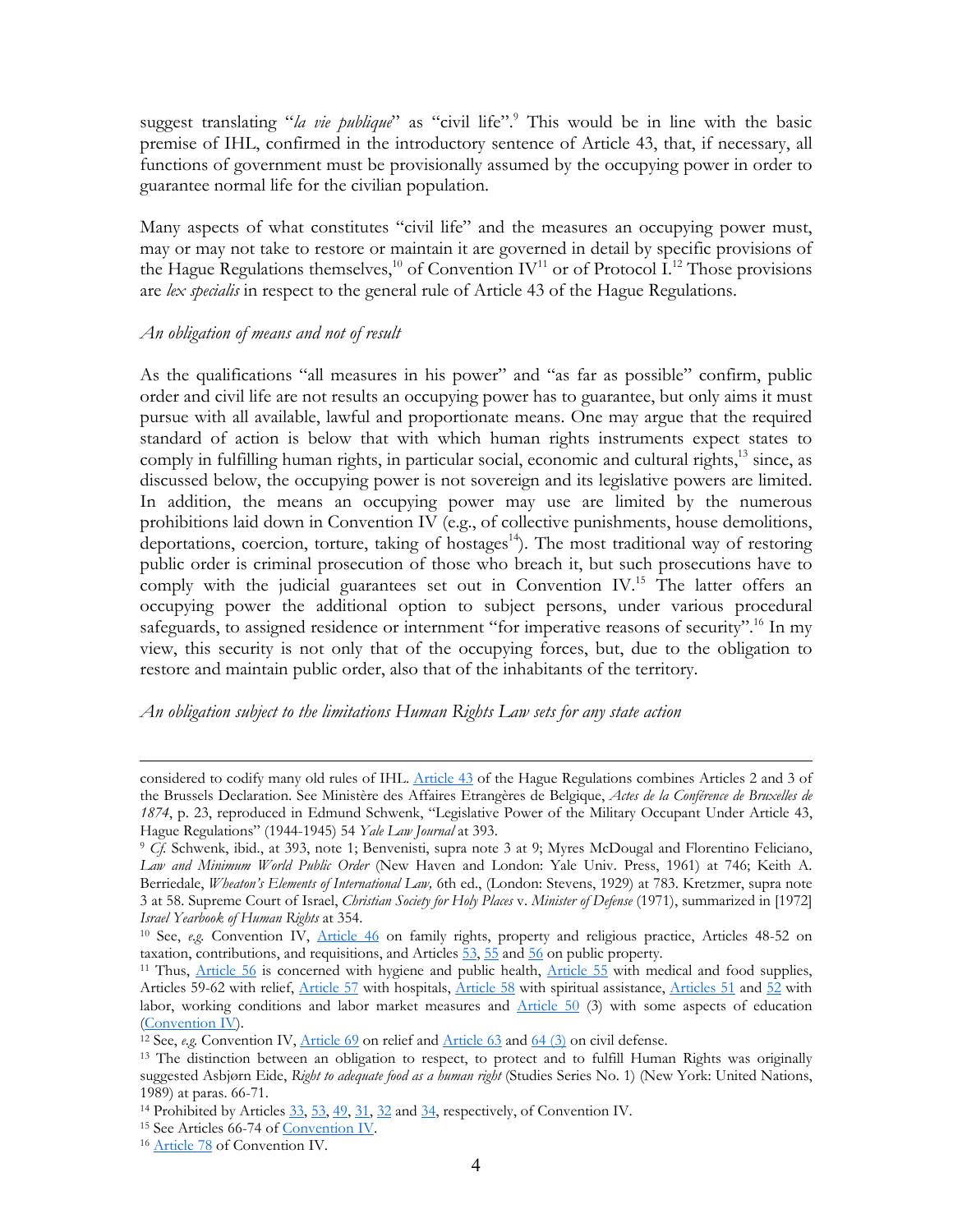suggest translating "*la vie publique*" as "civil life".[9] This would be in line with the basic premise of IHL, confirmed in the introductory sentence of Article 43, that, if necessary, all functions of government must be provisionally assumed by the occupying power in order to guarantee normal life for the civilian population.

Many aspects of what constitutes "civil life" and the measures an occupying power must, may or may not take to restore or maintain it are governed in detail by specific provisions of the Hague Regulations themselves,[10] of Convention IV[11] or of Protocol I.[12] Those provisions are *lex specialis* in respect to the general rule of Article 43 of the Hague Regulations.

*An obligation of means and not of result*

As the qualifications "all measures in his power" and "as far as possible" confirm, public order and civil life are not results an occupying power has to guarantee, but only aims it must pursue with all available, lawful and proportionate means. One may argue that the required standard of action is below that with which human rights instruments expect states to comply in fulfilling human rights, in particular social, economic and cultural rights,[13] since, as discussed below, the occupying power is not sovereign and its legislative powers are limited. In addition, the means an occupying power may use are limited by the numerous prohibitions laid down in Convention IV (e.g., of collective punishments, house demolitions, deportations, coercion, torture, taking of hostages[14]). The most traditional way of restoring public order is criminal prosecution of those who breach it, but such prosecutions have to comply with the judicial guarantees set out in Convention IV.[15] The latter offers an occupying power the additional option to subject persons, under various procedural safeguards, to assigned residence or internment "for imperative reasons of security".[16] In my view, this security is not only that of the occupying forces, but, due to the obligation to restore and maintain public order, also that of the inhabitants of the territory.

*An obligation subject to the limitations Human Rights Law sets for any state action*

---

considered to codify many old rules of IHL. Article 43 of the Hague Regulations combines Articles 2 and 3 of the Brussels Declaration. See Ministère des Affaires Etrangères de Belgique, *Actes de la Conférence de Bruxelles de 1874*, p. 23, reproduced in Edmund Schwenk, "Legislative Power of the Military Occupant Under Article 43, Hague Regulations" (1944-1945) 54 *Yale Law Journal* at 393.

[9] *Cf.* Schwenk, ibid., at 393, note 1; Benvenisti, supra note 3 at 9; Myres McDougal and Florentino Feliciano, *Law and Minimum World Public Order* (New Haven and London: Yale Univ. Press, 1961) at 746; Keith A. Berriedale, *Wheaton's Elements of International Law,* 6th ed., (London: Stevens, 1929) at 783. Kretzmer, supra note 3 at 58. Supreme Court of Israel, *Christian Society for Holy Places* v. *Minister of Defense* (1971), summarized in [1972] *Israel Yearbook of Human Rights* at 354.

[10] See, *e.g.* Convention IV, Article 46 on family rights, property and religious practice, Articles 48-52 on taxation, contributions, and requisitions, and Articles 53, 55 and 56 on public property.

[11] Thus, Article 56 is concerned with hygiene and public health, Article 55 with medical and food supplies, Articles 59-62 with relief, Article 57 with hospitals, Article 58 with spiritual assistance, Articles 51 and 52 with labor, working conditions and labor market measures and Article 50 (3) with some aspects of education (Convention IV).

[12] See, *e.g.* Convention IV, Article 69 on relief and Article 63 and 64 (3) on civil defense.

[13] The distinction between an obligation to respect, to protect and to fulfill Human Rights was originally suggested Asbjørn Eide, *Right to adequate food as a human right* (Studies Series No. 1) (New York: United Nations, 1989) at paras. 66-71.

[14] Prohibited by Articles 33, 53, 49, 31, 32 and 34, respectively, of Convention IV.

[15] See Articles 66-74 of Convention IV.

[16] Article 78 of Convention IV.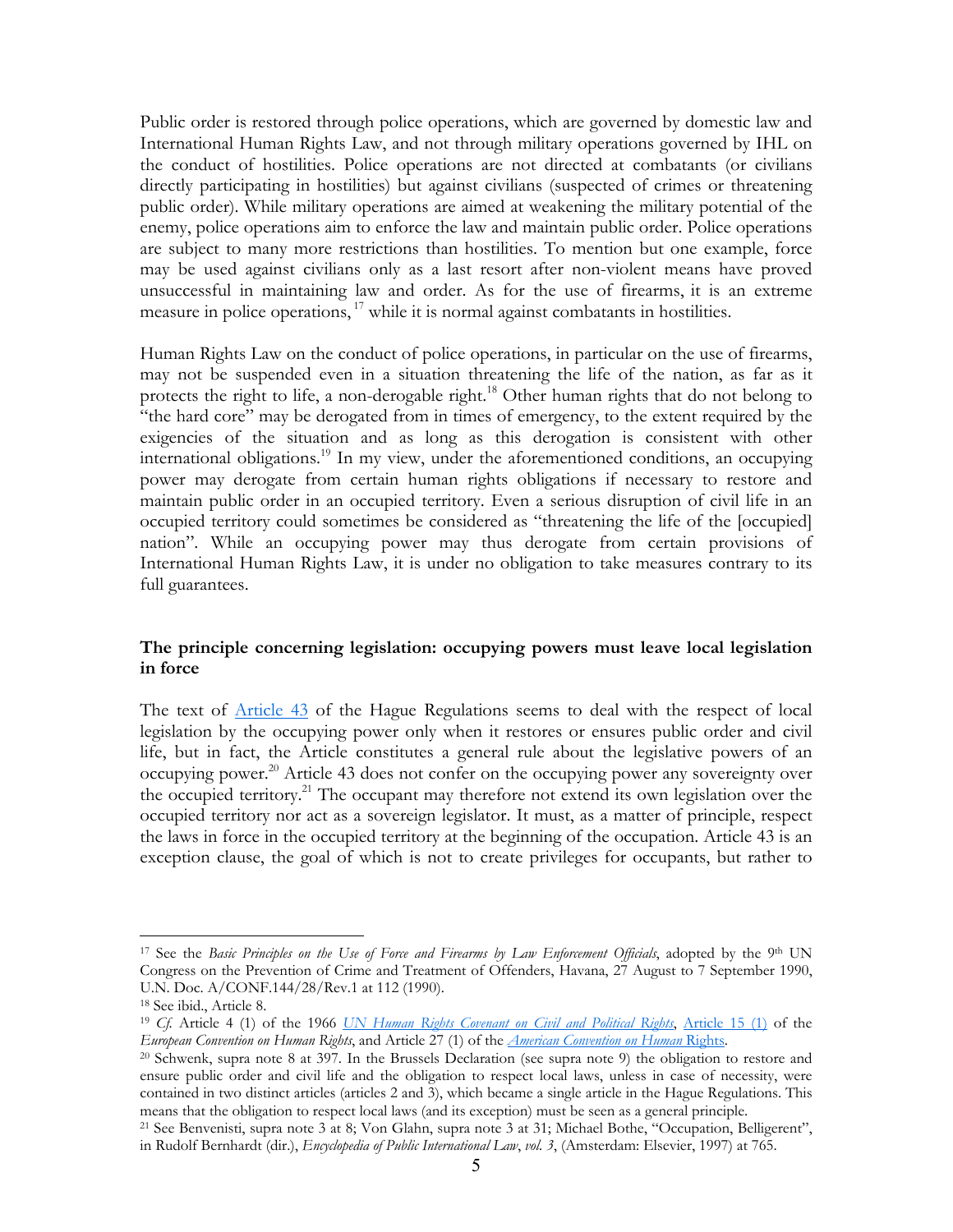Public order is restored through police operations, which are governed by domestic law and International Human Rights Law, and not through military operations governed by IHL on the conduct of hostilities. Police operations are not directed at combatants (or civilians directly participating in hostilities) but against civilians (suspected of crimes or threatening public order). While military operations are aimed at weakening the military potential of the enemy, police operations aim to enforce the law and maintain public order. Police operations are subject to many more restrictions than hostilities. To mention but one example, force may be used against civilians only as a last resort after non-violent means have proved unsuccessful in maintaining law and order. As for the use of firearms, it is an extreme measure in police operations,[17] while it is normal against combatants in hostilities.

Human Rights Law on the conduct of police operations, in particular on the use of firearms, may not be suspended even in a situation threatening the life of the nation, as far as it protects the right to life, a non-derogable right.[18] Other human rights that do not belong to "the hard core" may be derogated from in times of emergency, to the extent required by the exigencies of the situation and as long as this derogation is consistent with other international obligations.[19] In my view, under the aforementioned conditions, an occupying power may derogate from certain human rights obligations if necessary to restore and maintain public order in an occupied territory. Even a serious disruption of civil life in an occupied territory could sometimes be considered as "threatening the life of the [occupied] nation". While an occupying power may thus derogate from certain provisions of International Human Rights Law, it is under no obligation to take measures contrary to its full guarantees.

### The principle concerning legislation: occupying powers must leave local legislation in force

The text of Article 43 of the Hague Regulations seems to deal with the respect of local legislation by the occupying power only when it restores or ensures public order and civil life, but in fact, the Article constitutes a general rule about the legislative powers of an occupying power.[20] Article 43 does not confer on the occupying power any sovereignty over the occupied territory.[21] The occupant may therefore not extend its own legislation over the occupied territory nor act as a sovereign legislator. It must, as a matter of principle, respect the laws in force in the occupied territory at the beginning of the occupation. Article 43 is an exception clause, the goal of which is not to create privileges for occupants, but rather to

---

[17] See the *Basic Principles on the Use of Force and Firearms by Law Enforcement Officials*, adopted by the 9th UN Congress on the Prevention of Crime and Treatment of Offenders, Havana, 27 August to 7 September 1990, U.N. Doc. A/CONF.144/28/Rev.1 at 112 (1990).

[18] See ibid., Article 8.

[19] *Cf.* Article 4 (1) of the 1966 *UN Human Rights Covenant on Civil and Political Rights*, Article 15 (1) of the *European Convention on Human Rights*, and Article 27 (1) of the *American Convention on Human* Rights.

[20] Schwenk, supra note 8 at 397. In the Brussels Declaration (see supra note 9) the obligation to restore and ensure public order and civil life and the obligation to respect local laws, unless in case of necessity, were contained in two distinct articles (articles 2 and 3), which became a single article in the Hague Regulations. This means that the obligation to respect local laws (and its exception) must be seen as a general principle.

[21] See Benvenisti, supra note 3 at 8; Von Glahn, supra note 3 at 31; Michael Bothe, "Occupation, Belligerent", in Rudolf Bernhardt (dir.), *Encyclopedia of Public International Law*, *vol. 3*, (Amsterdam: Elsevier, 1997) at 765.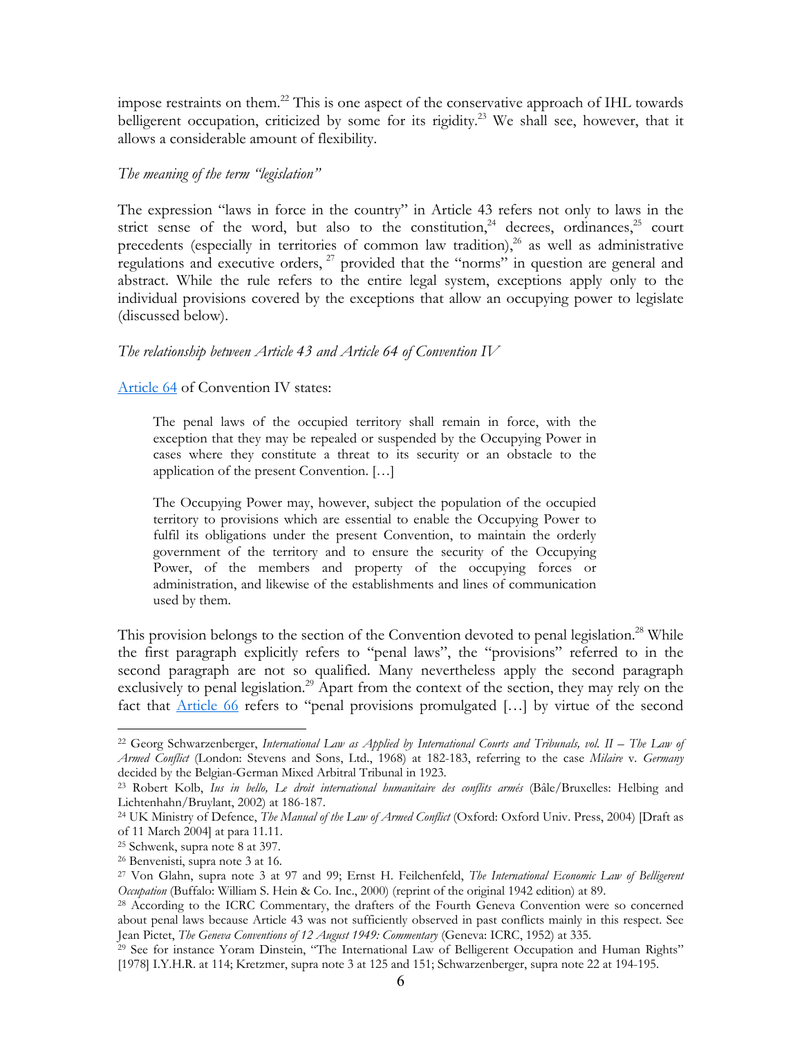impose restraints on them.[22] This is one aspect of the conservative approach of IHL towards belligerent occupation, criticized by some for its rigidity.[23] We shall see, however, that it allows a considerable amount of flexibility.

*The meaning of the term "legislation"*

The expression "laws in force in the country" in Article 43 refers not only to laws in the strict sense of the word, but also to the constitution,[24] decrees, ordinances,[25] court precedents (especially in territories of common law tradition),[26] as well as administrative regulations and executive orders,[27] provided that the "norms" in question are general and abstract. While the rule refers to the entire legal system, exceptions apply only to the individual provisions covered by the exceptions that allow an occupying power to legislate (discussed below).

*The relationship between Article 43 and Article 64 of Convention IV*

Article 64 of Convention IV states:

> The penal laws of the occupied territory shall remain in force, with the exception that they may be repealed or suspended by the Occupying Power in cases where they constitute a threat to its security or an obstacle to the application of the present Convention. […]
>
> The Occupying Power may, however, subject the population of the occupied territory to provisions which are essential to enable the Occupying Power to fulfil its obligations under the present Convention, to maintain the orderly government of the territory and to ensure the security of the Occupying Power, of the members and property of the occupying forces or administration, and likewise of the establishments and lines of communication used by them.

This provision belongs to the section of the Convention devoted to penal legislation.[28] While the first paragraph explicitly refers to "penal laws", the "provisions" referred to in the second paragraph are not so qualified. Many nevertheless apply the second paragraph exclusively to penal legislation.[29] Apart from the context of the section, they may rely on the fact that Article 66 refers to "penal provisions promulgated […] by virtue of the second

---

[22] Georg Schwarzenberger, *International Law as Applied by International Courts and Tribunals, vol. II – The Law of Armed Conflict* (London: Stevens and Sons, Ltd., 1968) at 182-183, referring to the case *Milaire* v. *Germany* decided by the Belgian-German Mixed Arbitral Tribunal in 1923.

[23] Robert Kolb, *Ius in bello, Le droit international humanitaire des conflits armés* (Bâle/Bruxelles: Helbing and Lichtenhahn/Bruylant, 2002) at 186-187.

[24] UK Ministry of Defence, *The Manual of the Law of Armed Conflict* (Oxford: Oxford Univ. Press, 2004) [Draft as of 11 March 2004] at para 11.11.

[25] Schwenk, supra note 8 at 397.

[26] Benvenisti, supra note 3 at 16.

[27] Von Glahn, supra note 3 at 97 and 99; Ernst H. Feilchenfeld, *The International Economic Law of Belligerent Occupation* (Buffalo: William S. Hein & Co. Inc., 2000) (reprint of the original 1942 edition) at 89.

[28] According to the ICRC Commentary, the drafters of the Fourth Geneva Convention were so concerned about penal laws because Article 43 was not sufficiently observed in past conflicts mainly in this respect. See Jean Pictet, *The Geneva Conventions of 12 August 1949: Commentary* (Geneva: ICRC, 1952) at 335.

[29] See for instance Yoram Dinstein, "The International Law of Belligerent Occupation and Human Rights" [1978] I.Y.H.R. at 114; Kretzmer, supra note 3 at 125 and 151; Schwarzenberger, supra note 22 at 194-195.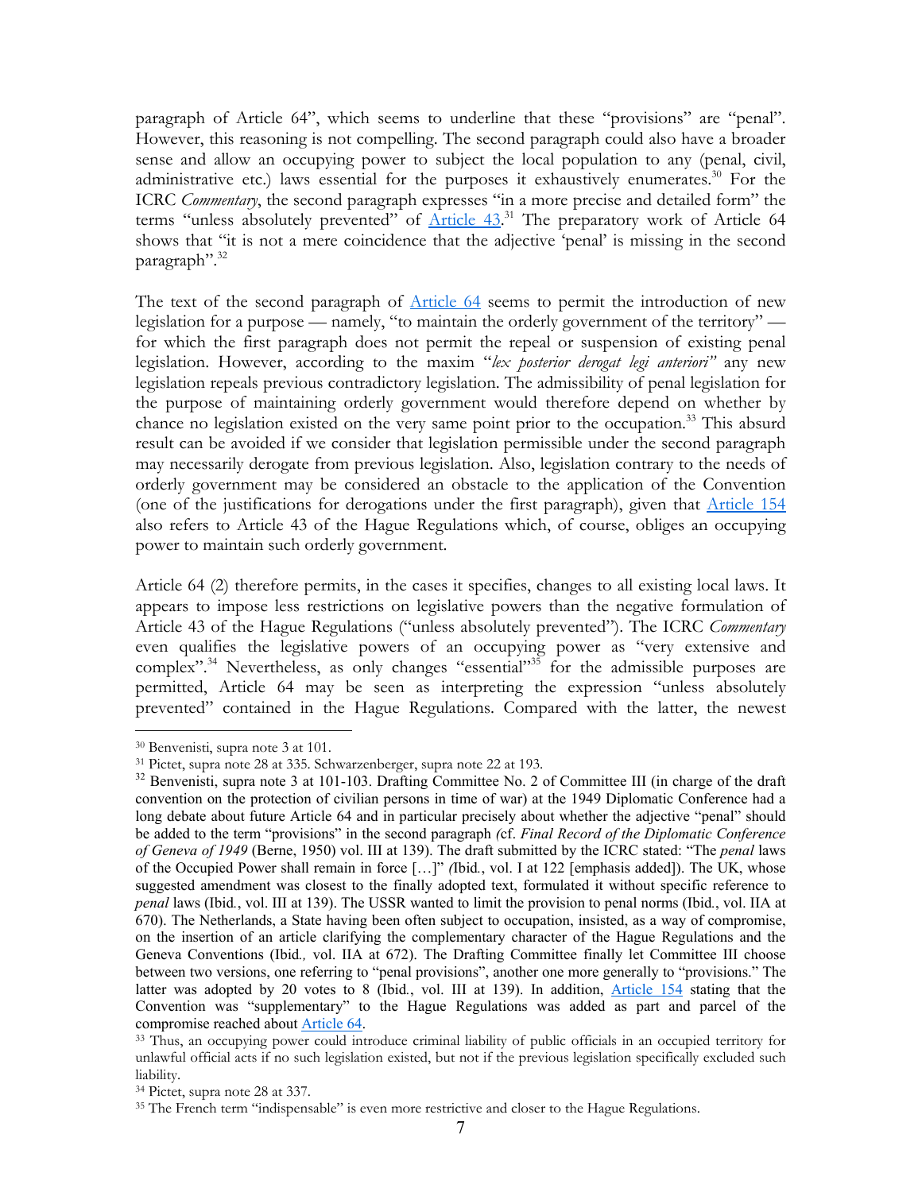paragraph of Article 64", which seems to underline that these "provisions" are "penal". However, this reasoning is not compelling. The second paragraph could also have a broader sense and allow an occupying power to subject the local population to any (penal, civil, administrative etc.) laws essential for the purposes it exhaustively enumerates.[30] For the ICRC *Commentary*, the second paragraph expresses "in a more precise and detailed form" the terms "unless absolutely prevented" of Article 43.[31] The preparatory work of Article 64 shows that "it is not a mere coincidence that the adjective 'penal' is missing in the second paragraph".[32]

The text of the second paragraph of Article 64 seems to permit the introduction of new legislation for a purpose — namely, "to maintain the orderly government of the territory" — for which the first paragraph does not permit the repeal or suspension of existing penal legislation. However, according to the maxim "*lex posterior derogat legi anteriori"* any new legislation repeals previous contradictory legislation. The admissibility of penal legislation for the purpose of maintaining orderly government would therefore depend on whether by chance no legislation existed on the very same point prior to the occupation.[33] This absurd result can be avoided if we consider that legislation permissible under the second paragraph may necessarily derogate from previous legislation. Also, legislation contrary to the needs of orderly government may be considered an obstacle to the application of the Convention (one of the justifications for derogations under the first paragraph), given that Article 154 also refers to Article 43 of the Hague Regulations which, of course, obliges an occupying power to maintain such orderly government.

Article 64 (2) therefore permits, in the cases it specifies, changes to all existing local laws. It appears to impose less restrictions on legislative powers than the negative formulation of Article 43 of the Hague Regulations ("unless absolutely prevented"). The ICRC *Commentary* even qualifies the legislative powers of an occupying power as "very extensive and complex".[34] Nevertheless, as only changes "essential"[35] for the admissible purposes are permitted, Article 64 may be seen as interpreting the expression "unless absolutely prevented" contained in the Hague Regulations. Compared with the latter, the newest

---

[30] Benvenisti, supra note 3 at 101.

[31] Pictet, supra note 28 at 335. Schwarzenberger, supra note 22 at 193.

[32] Benvenisti, supra note 3 at 101-103. Drafting Committee No. 2 of Committee III (in charge of the draft convention on the protection of civilian persons in time of war) at the 1949 Diplomatic Conference had a long debate about future Article 64 and in particular precisely about whether the adjective "penal" should be added to the term "provisions" in the second paragraph *(*cf. *Final Record of the Diplomatic Conference of Geneva of 1949* (Berne, 1950) vol. III at 139). The draft submitted by the ICRC stated: "The *penal* laws of the Occupied Power shall remain in force […]" *(*Ibid*.*, vol. I at 122 [emphasis added]). The UK, whose suggested amendment was closest to the finally adopted text, formulated it without specific reference to *penal* laws (Ibid*.*, vol. III at 139). The USSR wanted to limit the provision to penal norms (Ibid*.*, vol. IIA at 670). The Netherlands, a State having been often subject to occupation, insisted, as a way of compromise, on the insertion of an article clarifying the complementary character of the Hague Regulations and the Geneva Conventions (Ibid*.*, vol. IIA at 672). The Drafting Committee finally let Committee III choose between two versions, one referring to "penal provisions", another one more generally to "provisions." The latter was adopted by 20 votes to 8 (Ibid*.*, vol. III at 139). In addition, Article 154 stating that the Convention was "supplementary" to the Hague Regulations was added as part and parcel of the compromise reached about Article 64.

[33] Thus, an occupying power could introduce criminal liability of public officials in an occupied territory for unlawful official acts if no such legislation existed, but not if the previous legislation specifically excluded such liability.

[34] Pictet, supra note 28 at 337.

[35] The French term "indispensable" is even more restrictive and closer to the Hague Regulations.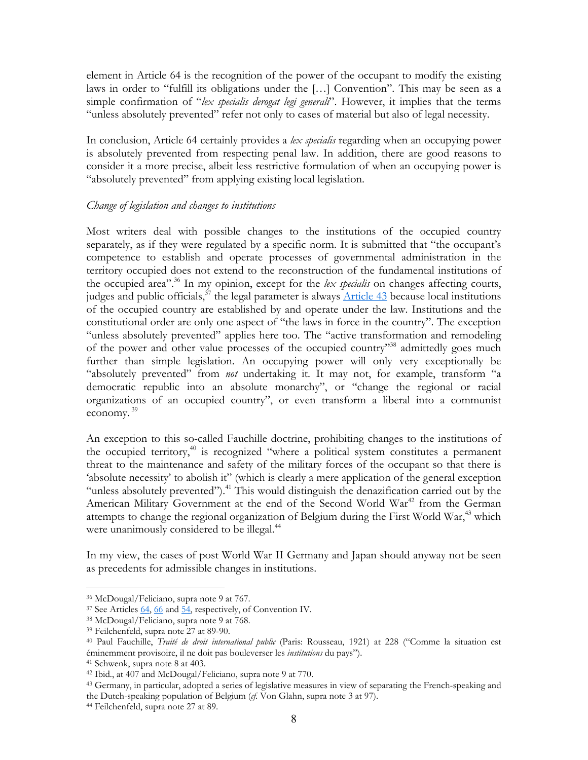element in Article 64 is the recognition of the power of the occupant to modify the existing laws in order to "fulfill its obligations under the […] Convention". This may be seen as a simple confirmation of "*lex specialis derogat legi generali*". However, it implies that the terms "unless absolutely prevented" refer not only to cases of material but also of legal necessity.

In conclusion, Article 64 certainly provides a *lex specialis* regarding when an occupying power is absolutely prevented from respecting penal law. In addition, there are good reasons to consider it a more precise, albeit less restrictive formulation of when an occupying power is "absolutely prevented" from applying existing local legislation.

*Change of legislation and changes to institutions*

Most writers deal with possible changes to the institutions of the occupied country separately, as if they were regulated by a specific norm. It is submitted that "the occupant's competence to establish and operate processes of governmental administration in the territory occupied does not extend to the reconstruction of the fundamental institutions of the occupied area".[36] In my opinion, except for the *lex specialis* on changes affecting courts, judges and public officials,[37] the legal parameter is always Article 43 because local institutions of the occupied country are established by and operate under the law. Institutions and the constitutional order are only one aspect of "the laws in force in the country". The exception "unless absolutely prevented" applies here too. The "active transformation and remodeling of the power and other value processes of the occupied country"[38] admittedly goes much further than simple legislation. An occupying power will only very exceptionally be "absolutely prevented" from *not* undertaking it. It may not, for example, transform "a democratic republic into an absolute monarchy", or "change the regional or racial organizations of an occupied country", or even transform a liberal into a communist economy.[39]

An exception to this so-called Fauchille doctrine, prohibiting changes to the institutions of the occupied territory,[40] is recognized "where a political system constitutes a permanent threat to the maintenance and safety of the military forces of the occupant so that there is 'absolute necessity' to abolish it" (which is clearly a mere application of the general exception "unless absolutely prevented").[41] This would distinguish the denazification carried out by the American Military Government at the end of the Second World War[42] from the German attempts to change the regional organization of Belgium during the First World War,[43] which were unanimously considered to be illegal.[44]

In my view, the cases of post World War II Germany and Japan should anyway not be seen as precedents for admissible changes in institutions.

---

[36] McDougal/Feliciano, supra note 9 at 767.

[37] See Articles 64, 66 and 54, respectively, of Convention IV.

[38] McDougal/Feliciano, supra note 9 at 768.

[39] Feilchenfeld, supra note 27 at 89-90.

[40] Paul Fauchille, *Traité de droit international public* (Paris: Rousseau, 1921) at 228 ("Comme la situation est éminemment provisoire, il ne doit pas bouleverser les *institutions* du pays").

[41] Schwenk, supra note 8 at 403.

[42] Ibid., at 407 and McDougal/Feliciano, supra note 9 at 770.

[43] Germany, in particular, adopted a series of legislative measures in view of separating the French-speaking and the Dutch-speaking population of Belgium (*cf.* Von Glahn, supra note 3 at 97).

[44] Feilchenfeld, supra note 27 at 89.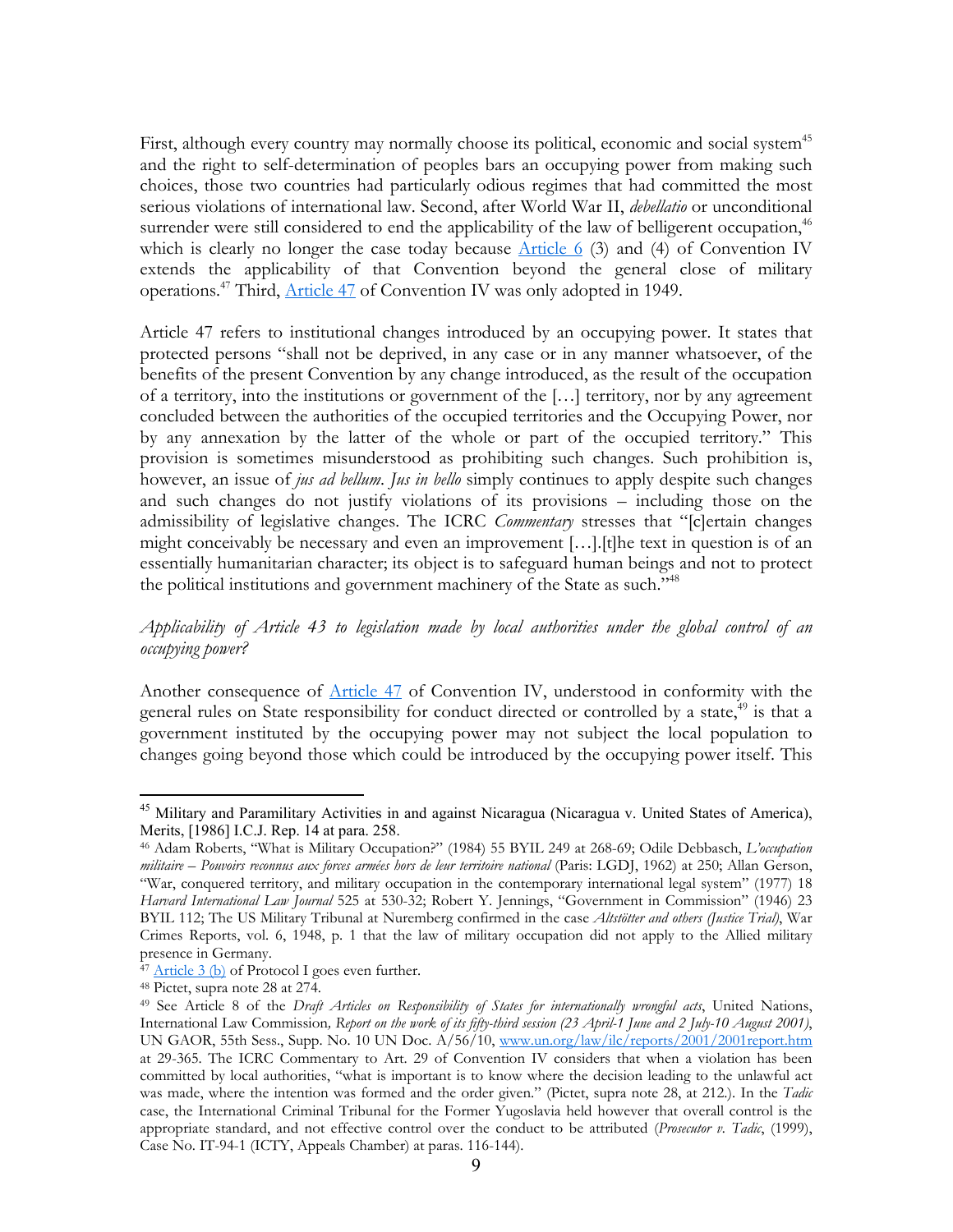First, although every country may normally choose its political, economic and social system[45] and the right to self-determination of peoples bars an occupying power from making such choices, those two countries had particularly odious regimes that had committed the most serious violations of international law. Second, after World War II, *debellatio* or unconditional surrender were still considered to end the applicability of the law of belligerent occupation,[46] which is clearly no longer the case today because Article 6 (3) and (4) of Convention IV extends the applicability of that Convention beyond the general close of military operations.[47] Third, Article 47 of Convention IV was only adopted in 1949.

Article 47 refers to institutional changes introduced by an occupying power. It states that protected persons "shall not be deprived, in any case or in any manner whatsoever, of the benefits of the present Convention by any change introduced, as the result of the occupation of a territory, into the institutions or government of the […] territory, nor by any agreement concluded between the authorities of the occupied territories and the Occupying Power, nor by any annexation by the latter of the whole or part of the occupied territory." This provision is sometimes misunderstood as prohibiting such changes. Such prohibition is, however, an issue of *jus ad bellum*. *Jus in bello* simply continues to apply despite such changes and such changes do not justify violations of its provisions – including those on the admissibility of legislative changes. The ICRC *Commentary* stresses that "[c]ertain changes might conceivably be necessary and even an improvement […].[t]he text in question is of an essentially humanitarian character; its object is to safeguard human beings and not to protect the political institutions and government machinery of the State as such."[48]

*Applicability of Article 43 to legislation made by local authorities under the global control of an occupying power?*

Another consequence of Article 47 of Convention IV, understood in conformity with the general rules on State responsibility for conduct directed or controlled by a state,[49] is that a government instituted by the occupying power may not subject the local population to changes going beyond those which could be introduced by the occupying power itself. This

---

[45] Military and Paramilitary Activities in and against Nicaragua (Nicaragua v. United States of America), Merits, [1986] I.C.J. Rep. 14 at para. 258.

[46] Adam Roberts, "What is Military Occupation?" (1984) 55 BYIL 249 at 268-69; Odile Debbasch, *L'occupation militaire – Pouvoirs reconnus aux forces armées hors de leur territoire national* (Paris: LGDJ, 1962) at 250; Allan Gerson, "War, conquered territory, and military occupation in the contemporary international legal system" (1977) 18 *Harvard International Law Journal* 525 at 530-32; Robert Y. Jennings, "Government in Commission" (1946) 23 BYIL 112; The US Military Tribunal at Nuremberg confirmed in the case *Altstötter and others (Justice Trial)*, War Crimes Reports, vol. 6, 1948, p. 1 that the law of military occupation did not apply to the Allied military presence in Germany.

[47] Article 3 (b) of Protocol I goes even further.

[48] Pictet, supra note 28 at 274.

[49] See Article 8 of the *Draft Articles on Responsibility of States for internationally wrongful acts*, United Nations, International Law Commission*, Report on the work of its fifty-third session (23 April-1 June and 2 July-10 August 2001)*, UN GAOR, 55th Sess., Supp. No. 10 UN Doc. A/56/10, www.un.org/law/ilc/reports/2001/2001report.htm at 29-365. The ICRC Commentary to Art. 29 of Convention IV considers that when a violation has been committed by local authorities, "what is important is to know where the decision leading to the unlawful act was made, where the intention was formed and the order given." (Pictet, supra note 28, at 212.). In the *Tadic* case, the International Criminal Tribunal for the Former Yugoslavia held however that overall control is the appropriate standard, and not effective control over the conduct to be attributed (*Prosecutor v. Tadic*, (1999), Case No. IT-94-1 (ICTY, Appeals Chamber) at paras. 116-144).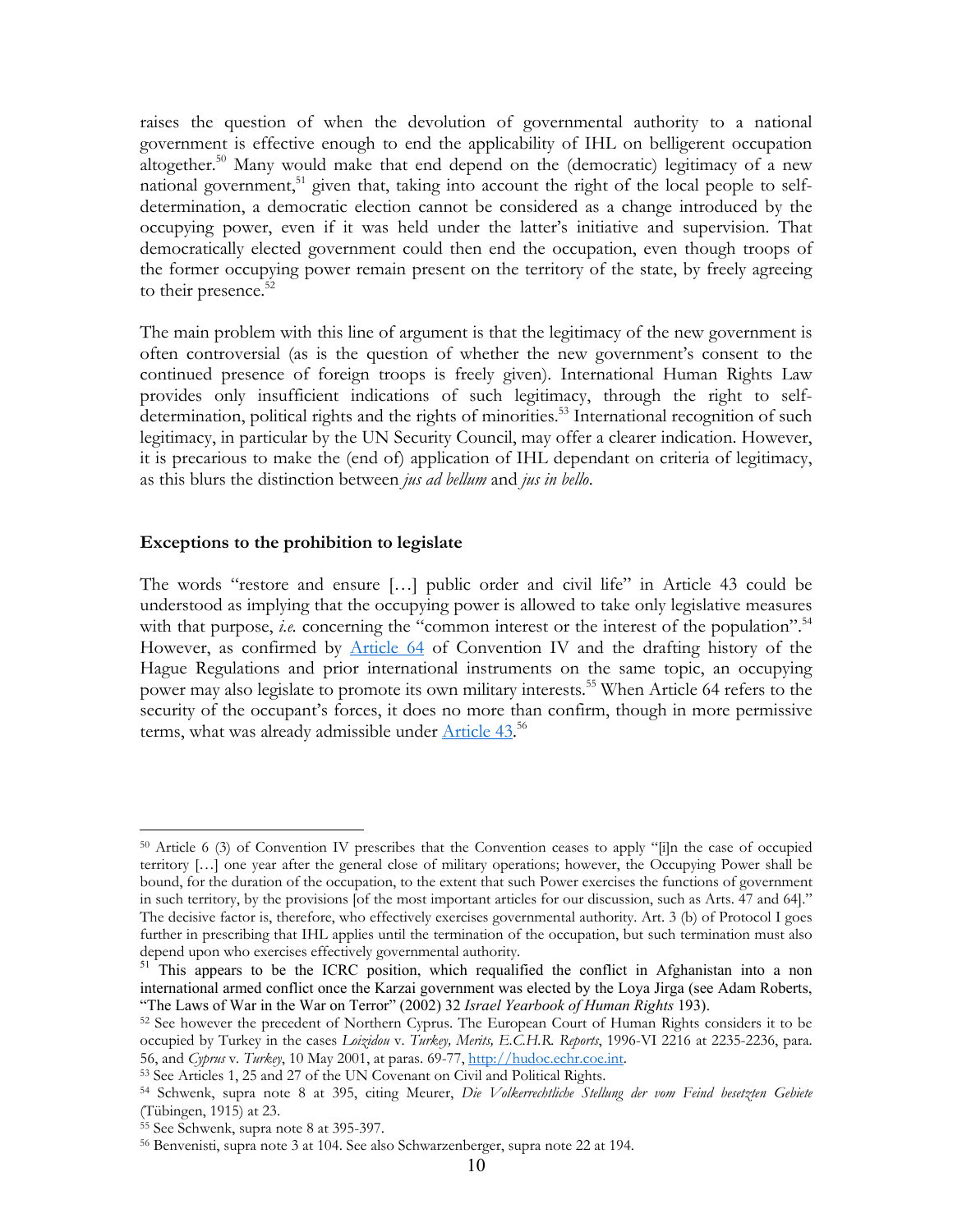raises the question of when the devolution of governmental authority to a national government is effective enough to end the applicability of IHL on belligerent occupation altogether.[50] Many would make that end depend on the (democratic) legitimacy of a new national government,[51] given that, taking into account the right of the local people to self-determination, a democratic election cannot be considered as a change introduced by the occupying power, even if it was held under the latter's initiative and supervision. That democratically elected government could then end the occupation, even though troops of the former occupying power remain present on the territory of the state, by freely agreeing to their presence.[52]

The main problem with this line of argument is that the legitimacy of the new government is often controversial (as is the question of whether the new government's consent to the continued presence of foreign troops is freely given). International Human Rights Law provides only insufficient indications of such legitimacy, through the right to self-determination, political rights and the rights of minorities.[53] International recognition of such legitimacy, in particular by the UN Security Council, may offer a clearer indication. However, it is precarious to make the (end of) application of IHL dependant on criteria of legitimacy, as this blurs the distinction between *jus ad bellum* and *jus in bello*.

### Exceptions to the prohibition to legislate

The words "restore and ensure […] public order and civil life" in Article 43 could be understood as implying that the occupying power is allowed to take only legislative measures with that purpose, *i.e.* concerning the "common interest or the interest of the population".[54] However, as confirmed by Article 64 of Convention IV and the drafting history of the Hague Regulations and prior international instruments on the same topic, an occupying power may also legislate to promote its own military interests.[55] When Article 64 refers to the security of the occupant's forces, it does no more than confirm, though in more permissive terms, what was already admissible under Article 43.[56]

---

[50] Article 6 (3) of Convention IV prescribes that the Convention ceases to apply "[i]n the case of occupied territory […] one year after the general close of military operations; however, the Occupying Power shall be bound, for the duration of the occupation, to the extent that such Power exercises the functions of government in such territory, by the provisions [of the most important articles for our discussion, such as Arts. 47 and 64]." The decisive factor is, therefore, who effectively exercises governmental authority. Art. 3 (b) of Protocol I goes further in prescribing that IHL applies until the termination of the occupation, but such termination must also depend upon who exercises effectively governmental authority.

[51] This appears to be the ICRC position, which requalified the conflict in Afghanistan into a non international armed conflict once the Karzai government was elected by the Loya Jirga (see Adam Roberts, "The Laws of War in the War on Terror" (2002) 32 *Israel Yearbook of Human Rights* 193).

[52] See however the precedent of Northern Cyprus. The European Court of Human Rights considers it to be occupied by Turkey in the cases *Loizidou* v. *Turkey, Merits, E.C.H.R. Reports*, 1996-VI 2216 at 2235-2236, para. 56, and *Cyprus* v. *Turkey*, 10 May 2001, at paras. 69-77, http://hudoc.echr.coe.int.

[53] See Articles 1, 25 and 27 of the UN Covenant on Civil and Political Rights.

[54] Schwenk, supra note 8 at 395, citing Meurer, *Die Volkerrechtliche Stellung der vom Feind besetzten Gebiete* (Tübingen, 1915) at 23.

[55] See Schwenk, supra note 8 at 395-397.

[56] Benvenisti, supra note 3 at 104. See also Schwarzenberger, supra note 22 at 194.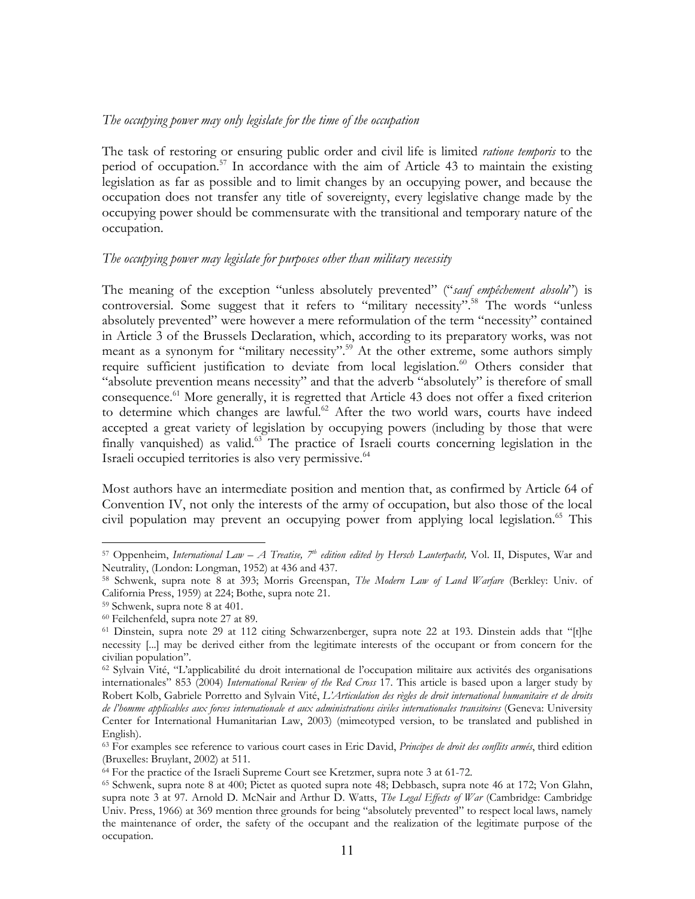*The occupying power may only legislate for the time of the occupation*

The task of restoring or ensuring public order and civil life is limited *ratione temporis* to the period of occupation.[57] In accordance with the aim of Article 43 to maintain the existing legislation as far as possible and to limit changes by an occupying power, and because the occupation does not transfer any title of sovereignty, every legislative change made by the occupying power should be commensurate with the transitional and temporary nature of the occupation.

*The occupying power may legislate for purposes other than military necessity*

The meaning of the exception "unless absolutely prevented" ("*sauf empêchement absolu*") is controversial. Some suggest that it refers to "military necessity".[58] The words "unless absolutely prevented" were however a mere reformulation of the term "necessity" contained in Article 3 of the Brussels Declaration, which, according to its preparatory works, was not meant as a synonym for "military necessity".[59] At the other extreme, some authors simply require sufficient justification to deviate from local legislation.[60] Others consider that "absolute prevention means necessity" and that the adverb "absolutely" is therefore of small consequence.[61] More generally, it is regretted that Article 43 does not offer a fixed criterion to determine which changes are lawful.[62] After the two world wars, courts have indeed accepted a great variety of legislation by occupying powers (including by those that were finally vanquished) as valid.[63] The practice of Israeli courts concerning legislation in the Israeli occupied territories is also very permissive.[64]

Most authors have an intermediate position and mention that, as confirmed by Article 64 of Convention IV, not only the interests of the army of occupation, but also those of the local civil population may prevent an occupying power from applying local legislation.[65] This

---

[57] Oppenheim, *International Law – A Treatise, 7th edition edited by Hersch Lauterpacht,* Vol. II, Disputes, War and Neutrality, (London: Longman, 1952) at 436 and 437.

[58] Schwenk, supra note 8 at 393; Morris Greenspan, *The Modern Law of Land Warfare* (Berkley: Univ. of California Press, 1959) at 224; Bothe, supra note 21.

[59] Schwenk, supra note 8 at 401.

[60] Feilchenfeld, supra note 27 at 89.

[61] Dinstein, supra note 29 at 112 citing Schwarzenberger, supra note 22 at 193. Dinstein adds that "[t]he necessity [...] may be derived either from the legitimate interests of the occupant or from concern for the civilian population".

[62] Sylvain Vité, "L'applicabilité du droit international de l'occupation militaire aux activités des organisations internationales" 853 (2004) *International Review of the Red Cross* 17. This article is based upon a larger study by Robert Kolb, Gabriele Porretto and Sylvain Vité, *L'Articulation des règles de droit international humanitaire et de droits de l'homme applicables aux forces internationale et aux administrations civiles internationales transitoires* (Geneva: University Center for International Humanitarian Law, 2003) (mimeotyped version, to be translated and published in English).

[63] For examples see reference to various court cases in Eric David, *Principes de droit des conflits armés*, third edition (Bruxelles: Bruylant, 2002) at 511.

[64] For the practice of the Israeli Supreme Court see Kretzmer, supra note 3 at 61-72.

[65] Schwenk, supra note 8 at 400; Pictet as quoted supra note 48; Debbasch, supra note 46 at 172; Von Glahn, supra note 3 at 97. Arnold D. McNair and Arthur D. Watts, *The Legal Effects of War* (Cambridge: Cambridge Univ. Press, 1966) at 369 mention three grounds for being "absolutely prevented" to respect local laws, namely the maintenance of order, the safety of the occupant and the realization of the legitimate purpose of the occupation.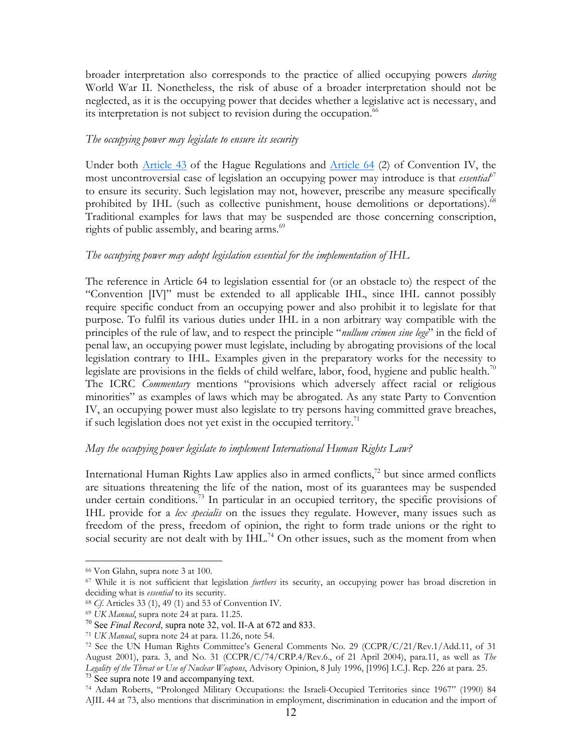broader interpretation also corresponds to the practice of allied occupying powers *during* World War II. Nonetheless, the risk of abuse of a broader interpretation should not be neglected, as it is the occupying power that decides whether a legislative act is necessary, and its interpretation is not subject to revision during the occupation.[66]

*The occupying power may legislate to ensure its security*

Under both Article 43 of the Hague Regulations and Article 64 (2) of Convention IV, the most uncontroversial case of legislation an occupying power may introduce is that *essential*[67] to ensure its security. Such legislation may not, however, prescribe any measure specifically prohibited by IHL (such as collective punishment, house demolitions or deportations).[68] Traditional examples for laws that may be suspended are those concerning conscription, rights of public assembly, and bearing arms.[69]

*The occupying power may adopt legislation essential for the implementation of IHL*

The reference in Article 64 to legislation essential for (or an obstacle to) the respect of the "Convention [IV]" must be extended to all applicable IHL, since IHL cannot possibly require specific conduct from an occupying power and also prohibit it to legislate for that purpose. To fulfil its various duties under IHL in a non arbitrary way compatible with the principles of the rule of law, and to respect the principle "*nullum crimen sine lege*" in the field of penal law, an occupying power must legislate, including by abrogating provisions of the local legislation contrary to IHL. Examples given in the preparatory works for the necessity to legislate are provisions in the fields of child welfare, labor, food, hygiene and public health.[70] The ICRC *Commentary* mentions "provisions which adversely affect racial or religious minorities" as examples of laws which may be abrogated. As any state Party to Convention IV, an occupying power must also legislate to try persons having committed grave breaches, if such legislation does not yet exist in the occupied territory.[71]

*May the occupying power legislate to implement International Human Rights Law?*

International Human Rights Law applies also in armed conflicts,[72] but since armed conflicts are situations threatening the life of the nation, most of its guarantees may be suspended under certain conditions.[73] In particular in an occupied territory, the specific provisions of IHL provide for a *lex specialis* on the issues they regulate. However, many issues such as freedom of the press, freedom of opinion, the right to form trade unions or the right to social security are not dealt with by IHL.[74] On other issues, such as the moment from when

---

[66] Von Glahn, supra note 3 at 100.

[67] While it is not sufficient that legislation *furthers* its security, an occupying power has broad discretion in deciding what is *essential* to its security.

[68] *Cf.* Articles 33 (1), 49 (1) and 53 of Convention IV.

[69] *UK Manual*, supra note 24 at para. 11.25.

[70] See *Final Record*, supra note 32, vol. II-A at 672 and 833.

[71] *UK Manual*, supra note 24 at para. 11.26, note 54.

[72] See the UN Human Rights Committee's General Comments No. 29 (CCPR/C/21/Rev.1/Add.11, of 31 August 2001), para. 3, and No. 31 (CCPR/C/74/CRP.4/Rev.6., of 21 April 2004), para.11, as well as *The Legality of the Threat or Use of Nuclear Weapons*, Advisory Opinion, 8 July 1996, [1996] I.C.J. Rep. 226 at para. 25.

[73] See supra note 19 and accompanying text.

[74] Adam Roberts, "Prolonged Military Occupations: the Israeli-Occupied Territories since 1967" (1990) 84 AJIL 44 at 73, also mentions that discrimination in employment, discrimination in education and the import of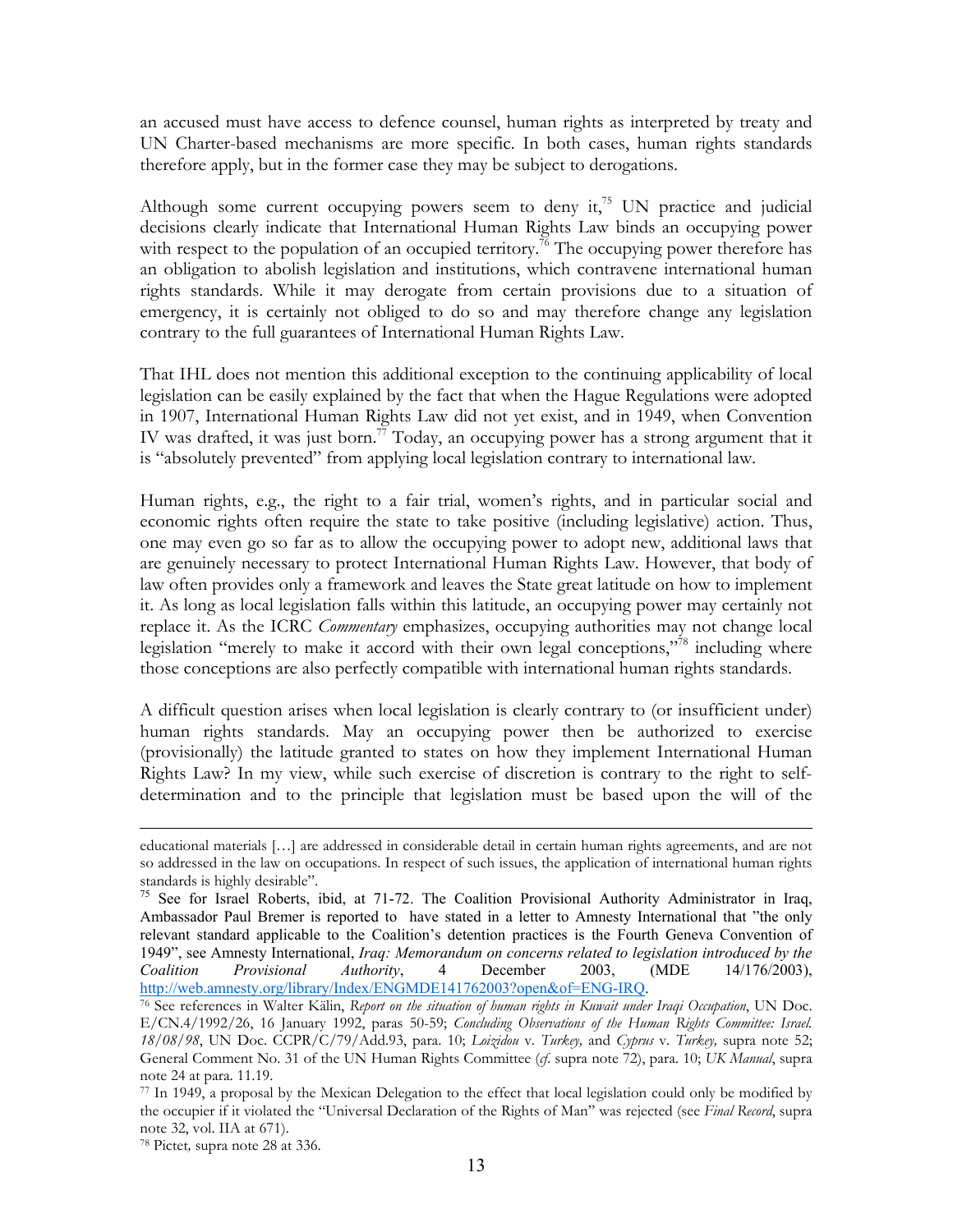an accused must have access to defence counsel, human rights as interpreted by treaty and UN Charter-based mechanisms are more specific. In both cases, human rights standards therefore apply, but in the former case they may be subject to derogations.

Although some current occupying powers seem to deny it,[75] UN practice and judicial decisions clearly indicate that International Human Rights Law binds an occupying power with respect to the population of an occupied territory.[76] The occupying power therefore has an obligation to abolish legislation and institutions, which contravene international human rights standards. While it may derogate from certain provisions due to a situation of emergency, it is certainly not obliged to do so and may therefore change any legislation contrary to the full guarantees of International Human Rights Law.

That IHL does not mention this additional exception to the continuing applicability of local legislation can be easily explained by the fact that when the Hague Regulations were adopted in 1907, International Human Rights Law did not yet exist, and in 1949, when Convention IV was drafted, it was just born.[77] Today, an occupying power has a strong argument that it is "absolutely prevented" from applying local legislation contrary to international law.

Human rights, e.g., the right to a fair trial, women's rights, and in particular social and economic rights often require the state to take positive (including legislative) action. Thus, one may even go so far as to allow the occupying power to adopt new, additional laws that are genuinely necessary to protect International Human Rights Law. However, that body of law often provides only a framework and leaves the State great latitude on how to implement it. As long as local legislation falls within this latitude, an occupying power may certainly not replace it. As the ICRC *Commentary* emphasizes, occupying authorities may not change local legislation "merely to make it accord with their own legal conceptions,"[78] including where those conceptions are also perfectly compatible with international human rights standards.

A difficult question arises when local legislation is clearly contrary to (or insufficient under) human rights standards. May an occupying power then be authorized to exercise (provisionally) the latitude granted to states on how they implement International Human Rights Law? In my view, while such exercise of discretion is contrary to the right to self-determination and to the principle that legislation must be based upon the will of the

---

educational materials […] are addressed in considerable detail in certain human rights agreements, and are not so addressed in the law on occupations. In respect of such issues, the application of international human rights standards is highly desirable".

[75] See for Israel Roberts, ibid, at 71-72. The Coalition Provisional Authority Administrator in Iraq, Ambassador Paul Bremer is reported to have stated in a letter to Amnesty International that "the only relevant standard applicable to the Coalition's detention practices is the Fourth Geneva Convention of 1949", see Amnesty International, *Iraq: Memorandum on concerns related to legislation introduced by the Coalition Provisional Authority*, 4 December 2003, (MDE 14/176/2003), http://web.amnesty.org/library/Index/ENGMDE141762003?open&of=ENG-IRQ.

[76] See references in Walter Kälin, *Report on the situation of human rights in Kuwait under Iraqi Occupation*, UN Doc. E/CN.4/1992/26, 16 January 1992, paras 50-59; *Concluding Observations of the Human Rights Committee: Israel. 18/08/98*, UN Doc. CCPR/C/79/Add.93, para. 10; *Loizidou* v. *Turkey,* and *Cyprus* v. *Turkey,* supra note 52; General Comment No. 31 of the UN Human Rights Committee (*cf*. supra note 72), para. 10; *UK Manual*, supra note 24 at para. 11.19.

[77] In 1949, a proposal by the Mexican Delegation to the effect that local legislation could only be modified by the occupier if it violated the "Universal Declaration of the Rights of Man" was rejected (see *Final Record*, supra note 32, vol. IIA at 671).

[78] Pictet*,* supra note 28 at 336.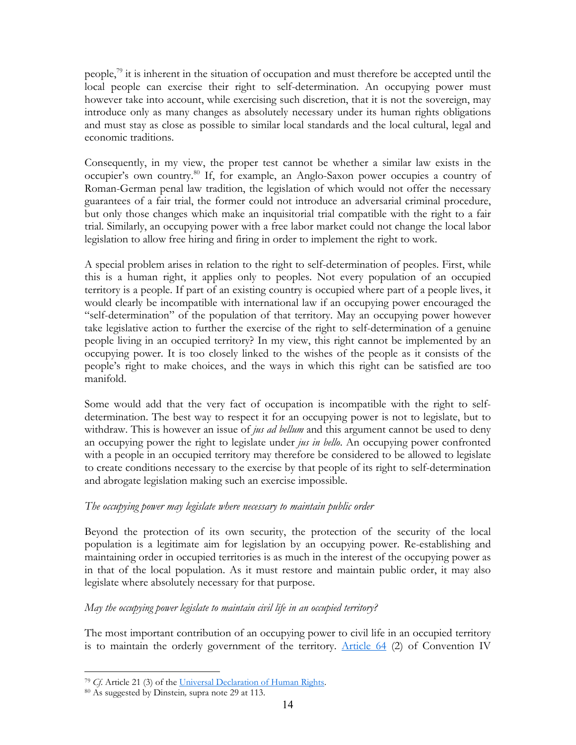people,[79] it is inherent in the situation of occupation and must therefore be accepted until the local people can exercise their right to self-determination. An occupying power must however take into account, while exercising such discretion, that it is not the sovereign, may introduce only as many changes as absolutely necessary under its human rights obligations and must stay as close as possible to similar local standards and the local cultural, legal and economic traditions.

Consequently, in my view, the proper test cannot be whether a similar law exists in the occupier's own country.[80] If, for example, an Anglo-Saxon power occupies a country of Roman-German penal law tradition, the legislation of which would not offer the necessary guarantees of a fair trial, the former could not introduce an adversarial criminal procedure, but only those changes which make an inquisitorial trial compatible with the right to a fair trial. Similarly, an occupying power with a free labor market could not change the local labor legislation to allow free hiring and firing in order to implement the right to work.

A special problem arises in relation to the right to self-determination of peoples. First, while this is a human right, it applies only to peoples. Not every population of an occupied territory is a people. If part of an existing country is occupied where part of a people lives, it would clearly be incompatible with international law if an occupying power encouraged the "self-determination" of the population of that territory. May an occupying power however take legislative action to further the exercise of the right to self-determination of a genuine people living in an occupied territory? In my view, this right cannot be implemented by an occupying power. It is too closely linked to the wishes of the people as it consists of the people's right to make choices, and the ways in which this right can be satisfied are too manifold.

Some would add that the very fact of occupation is incompatible with the right to self-determination. The best way to respect it for an occupying power is not to legislate, but to withdraw. This is however an issue of *jus ad bellum* and this argument cannot be used to deny an occupying power the right to legislate under *jus in bello*. An occupying power confronted with a people in an occupied territory may therefore be considered to be allowed to legislate to create conditions necessary to the exercise by that people of its right to self-determination and abrogate legislation making such an exercise impossible.

*The occupying power may legislate where necessary to maintain public order*

Beyond the protection of its own security, the protection of the security of the local population is a legitimate aim for legislation by an occupying power. Re-establishing and maintaining order in occupied territories is as much in the interest of the occupying power as in that of the local population. As it must restore and maintain public order, it may also legislate where absolutely necessary for that purpose.

*May the occupying power legislate to maintain civil life in an occupied territory?*

The most important contribution of an occupying power to civil life in an occupied territory is to maintain the orderly government of the territory. Article 64 (2) of Convention IV

[79] *Cf.* Article 21 (3) of the Universal Declaration of Human Rights.

[80] As suggested by Dinstein, supra note 29 at 113.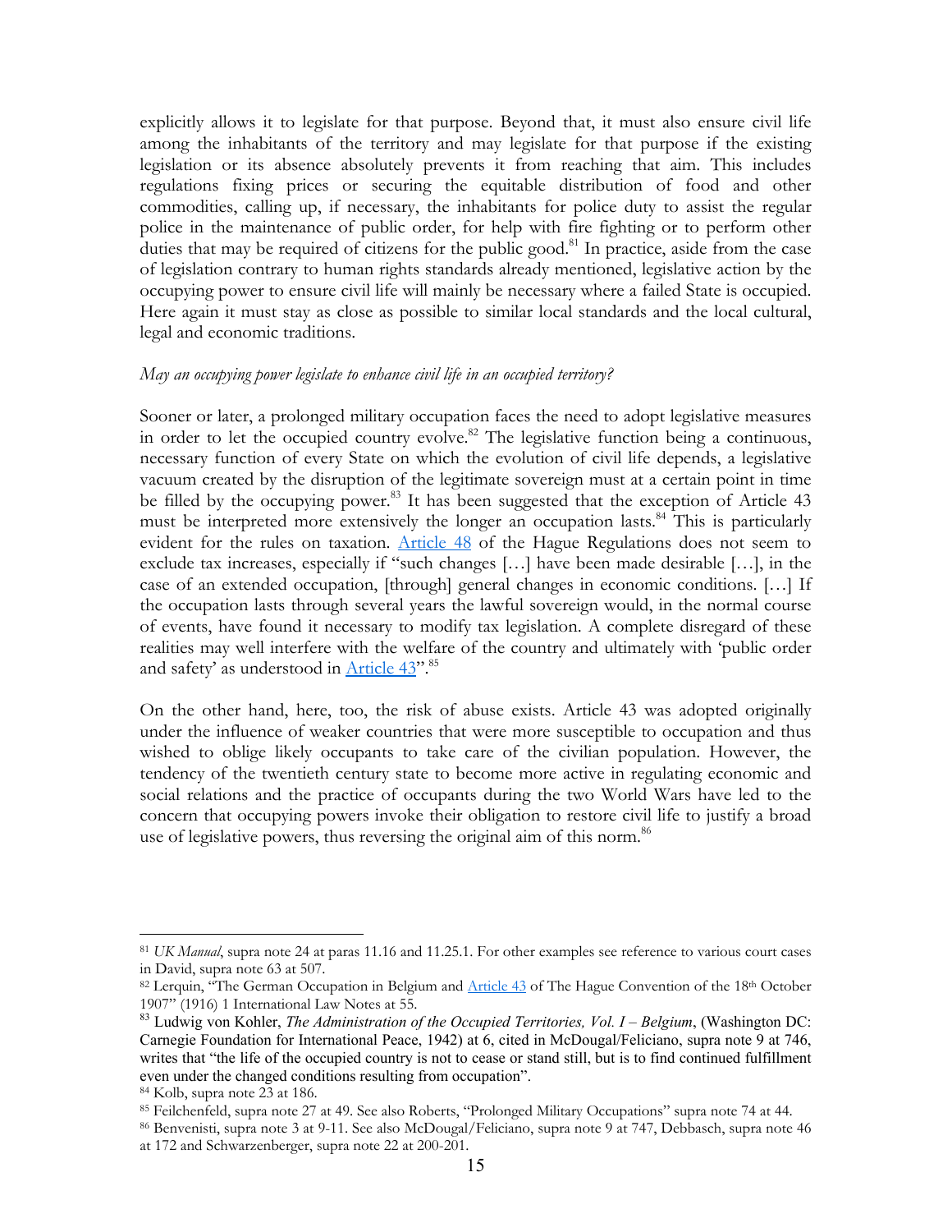explicitly allows it to legislate for that purpose. Beyond that, it must also ensure civil life among the inhabitants of the territory and may legislate for that purpose if the existing legislation or its absence absolutely prevents it from reaching that aim. This includes regulations fixing prices or securing the equitable distribution of food and other commodities, calling up, if necessary, the inhabitants for police duty to assist the regular police in the maintenance of public order, for help with fire fighting or to perform other duties that may be required of citizens for the public good.[81] In practice, aside from the case of legislation contrary to human rights standards already mentioned, legislative action by the occupying power to ensure civil life will mainly be necessary where a failed State is occupied. Here again it must stay as close as possible to similar local standards and the local cultural, legal and economic traditions.

*May an occupying power legislate to enhance civil life in an occupied territory?*

Sooner or later, a prolonged military occupation faces the need to adopt legislative measures in order to let the occupied country evolve.[82] The legislative function being a continuous, necessary function of every State on which the evolution of civil life depends, a legislative vacuum created by the disruption of the legitimate sovereign must at a certain point in time be filled by the occupying power.[83] It has been suggested that the exception of Article 43 must be interpreted more extensively the longer an occupation lasts.[84] This is particularly evident for the rules on taxation. Article 48 of the Hague Regulations does not seem to exclude tax increases, especially if "such changes […] have been made desirable […], in the case of an extended occupation, [through] general changes in economic conditions. […] If the occupation lasts through several years the lawful sovereign would, in the normal course of events, have found it necessary to modify tax legislation. A complete disregard of these realities may well interfere with the welfare of the country and ultimately with 'public order and safety' as understood in Article 43".[85]

On the other hand, here, too, the risk of abuse exists. Article 43 was adopted originally under the influence of weaker countries that were more susceptible to occupation and thus wished to oblige likely occupants to take care of the civilian population. However, the tendency of the twentieth century state to become more active in regulating economic and social relations and the practice of occupants during the two World Wars have led to the concern that occupying powers invoke their obligation to restore civil life to justify a broad use of legislative powers, thus reversing the original aim of this norm.[86]

---

[81] *UK Manual*, supra note 24 at paras 11.16 and 11.25.1. For other examples see reference to various court cases in David, supra note 63 at 507.

[82] Lerquin, "The German Occupation in Belgium and Article 43 of The Hague Convention of the 18th October 1907" (1916) 1 International Law Notes at 55.

[83] Ludwig von Kohler, *The Administration of the Occupied Territories, Vol. I – Belgium*, (Washington DC: Carnegie Foundation for International Peace, 1942) at 6, cited in McDougal/Feliciano, supra note 9 at 746, writes that "the life of the occupied country is not to cease or stand still, but is to find continued fulfillment even under the changed conditions resulting from occupation".

[84] Kolb, supra note 23 at 186.

[85] Feilchenfeld, supra note 27 at 49. See also Roberts, "Prolonged Military Occupations" supra note 74 at 44.

[86] Benvenisti, supra note 3 at 9-11. See also McDougal/Feliciano, supra note 9 at 747, Debbasch, supra note 46 at 172 and Schwarzenberger, supra note 22 at 200-201.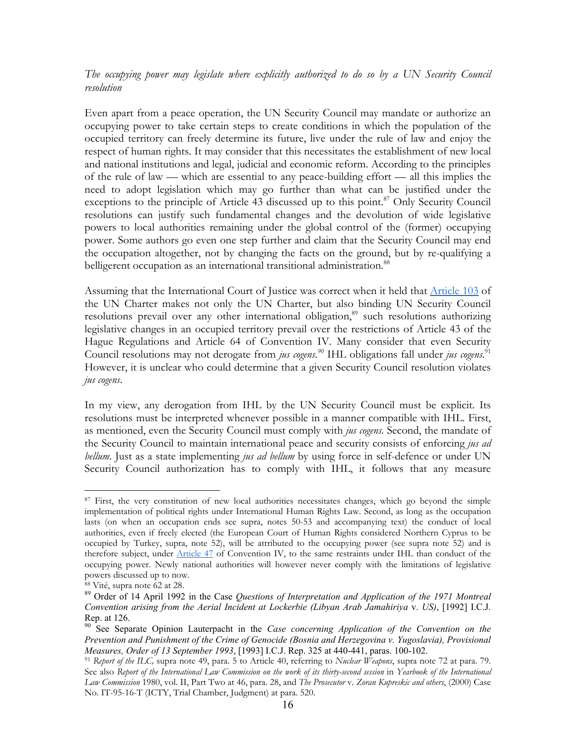*The occupying power may legislate where explicitly authorized to do so by a UN Security Council resolution*

Even apart from a peace operation, the UN Security Council may mandate or authorize an occupying power to take certain steps to create conditions in which the population of the occupied territory can freely determine its future, live under the rule of law and enjoy the respect of human rights. It may consider that this necessitates the establishment of new local and national institutions and legal, judicial and economic reform. According to the principles of the rule of law — which are essential to any peace-building effort — all this implies the need to adopt legislation which may go further than what can be justified under the exceptions to the principle of Article 43 discussed up to this point.[87] Only Security Council resolutions can justify such fundamental changes and the devolution of wide legislative powers to local authorities remaining under the global control of the (former) occupying power. Some authors go even one step further and claim that the Security Council may end the occupation altogether, not by changing the facts on the ground, but by re-qualifying a belligerent occupation as an international transitional administration.[88]

Assuming that the International Court of Justice was correct when it held that Article 103 of the UN Charter makes not only the UN Charter, but also binding UN Security Council resolutions prevail over any other international obligation,[89] such resolutions authorizing legislative changes in an occupied territory prevail over the restrictions of Article 43 of the Hague Regulations and Article 64 of Convention IV. Many consider that even Security Council resolutions may not derogate from *jus cogens*.[90] IHL obligations fall under *jus cogens*.[91] However, it is unclear who could determine that a given Security Council resolution violates *jus cogens*.

In my view, any derogation from IHL by the UN Security Council must be explicit. Its resolutions must be interpreted whenever possible in a manner compatible with IHL. First, as mentioned, even the Security Council must comply with *jus cogens*. Second, the mandate of the Security Council to maintain international peace and security consists of enforcing *jus ad bellum*. Just as a state implementing *jus ad bellum* by using force in self-defence or under UN Security Council authorization has to comply with IHL, it follows that any measure

---

[87] First, the very constitution of new local authorities necessitates changes, which go beyond the simple implementation of political rights under International Human Rights Law. Second, as long as the occupation lasts (on when an occupation ends see supra, notes 50-53 and accompanying text) the conduct of local authorities, even if freely elected (the European Court of Human Rights considered Northern Cyprus to be occupied by Turkey, supra, note 52), will be attributed to the occupying power (see supra note 52) and is therefore subject, under Article 47 of Convention IV, to the same restraints under IHL than conduct of the occupying power. Newly national authorities will however never comply with the limitations of legislative powers discussed up to now.

[88] Vité, supra note 62 at 28.

[89] Order of 14 April 1992 in the Case *Questions of Interpretation and Application of the 1971 Montreal Convention arising from the Aerial Incident at Lockerbie (Libyan Arab Jamahiriya* v. *US)*, [1992] I.C.J. Rep. at 126.

[90] See Separate Opinion Lauterpacht in the *Case concerning Application of the Convention on the Prevention and Punishment of the Crime of Genocide (Bosnia and Herzegovina v. Yugoslavia), Provisional Measures, Order of 13 September 1993*, [1993] I.C.J. Rep. 325 at 440-441, paras. 100-102.

[91] *Report of the ILC,* supra note 49, para. 5 to Article 40, referring to *Nuclear Weapons*, supra note 72 at para. 79. See also *Report of the International Law Commission on the work of its thirty-second session* in *Yearbook of the International Law Commission* 1980, vol. II, Part Two at 46, para. 28, and *The Prosecutor* v. *Zoran Kupreskic and others*, (2000) Case No. IT-95-16-T (ICTY, Trial Chamber, Judgment) at para. 520.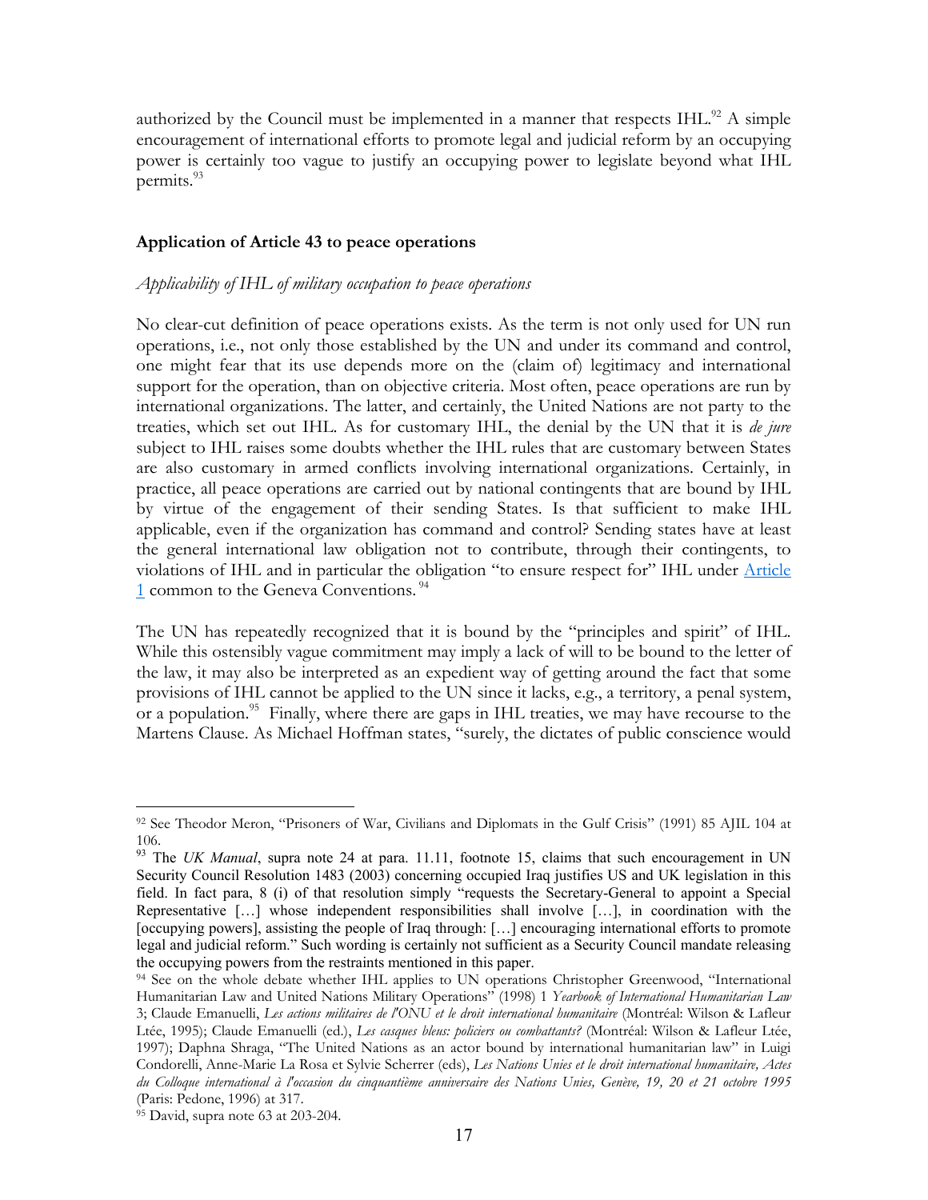authorized by the Council must be implemented in a manner that respects IHL.[92] A simple encouragement of international efforts to promote legal and judicial reform by an occupying power is certainly too vague to justify an occupying power to legislate beyond what IHL permits.[93]

### Application of Article 43 to peace operations

#### *Applicability of IHL of military occupation to peace operations*

No clear-cut definition of peace operations exists. As the term is not only used for UN run operations, i.e., not only those established by the UN and under its command and control, one might fear that its use depends more on the (claim of) legitimacy and international support for the operation, than on objective criteria. Most often, peace operations are run by international organizations. The latter, and certainly, the United Nations are not party to the treaties, which set out IHL. As for customary IHL, the denial by the UN that it is *de jure* subject to IHL raises some doubts whether the IHL rules that are customary between States are also customary in armed conflicts involving international organizations. Certainly, in practice, all peace operations are carried out by national contingents that are bound by IHL by virtue of the engagement of their sending States. Is that sufficient to make IHL applicable, even if the organization has command and control? Sending states have at least the general international law obligation not to contribute, through their contingents, to violations of IHL and in particular the obligation "to ensure respect for" IHL under Article 1 common to the Geneva Conventions.[94]

The UN has repeatedly recognized that it is bound by the "principles and spirit" of IHL. While this ostensibly vague commitment may imply a lack of will to be bound to the letter of the law, it may also be interpreted as an expedient way of getting around the fact that some provisions of IHL cannot be applied to the UN since it lacks, e.g., a territory, a penal system, or a population.[95] Finally, where there are gaps in IHL treaties, we may have recourse to the Martens Clause. As Michael Hoffman states, "surely, the dictates of public conscience would

---

[92] See Theodor Meron, "Prisoners of War, Civilians and Diplomats in the Gulf Crisis" (1991) 85 AJIL 104 at 106.

[93] The *UK Manual*, supra note 24 at para. 11.11, footnote 15, claims that such encouragement in UN Security Council Resolution 1483 (2003) concerning occupied Iraq justifies US and UK legislation in this field. In fact para, 8 (i) of that resolution simply "requests the Secretary-General to appoint a Special Representative […] whose independent responsibilities shall involve […], in coordination with the [occupying powers], assisting the people of Iraq through: […] encouraging international efforts to promote legal and judicial reform." Such wording is certainly not sufficient as a Security Council mandate releasing the occupying powers from the restraints mentioned in this paper.

[94] See on the whole debate whether IHL applies to UN operations Christopher Greenwood, "International Humanitarian Law and United Nations Military Operations" (1998) 1 *Yearbook of International Humanitarian Law* 3; Claude Emanuelli, *Les actions militaires de l'ONU et le droit international humanitaire* (Montréal: Wilson & Lafleur Ltée, 1995); Claude Emanuelli (ed.), *Les casques bleus: policiers ou combattants?* (Montréal: Wilson & Lafleur Ltée, 1997); Daphna Shraga, "The United Nations as an actor bound by international humanitarian law" in Luigi Condorelli, Anne-Marie La Rosa et Sylvie Scherrer (eds), *Les Nations Unies et le droit international humanitaire, Actes du Colloque international à l'occasion du cinquantième anniversaire des Nations Unies, Genève, 19, 20 et 21 octobre 1995* (Paris: Pedone, 1996) at 317.

[95] David, supra note 63 at 203-204.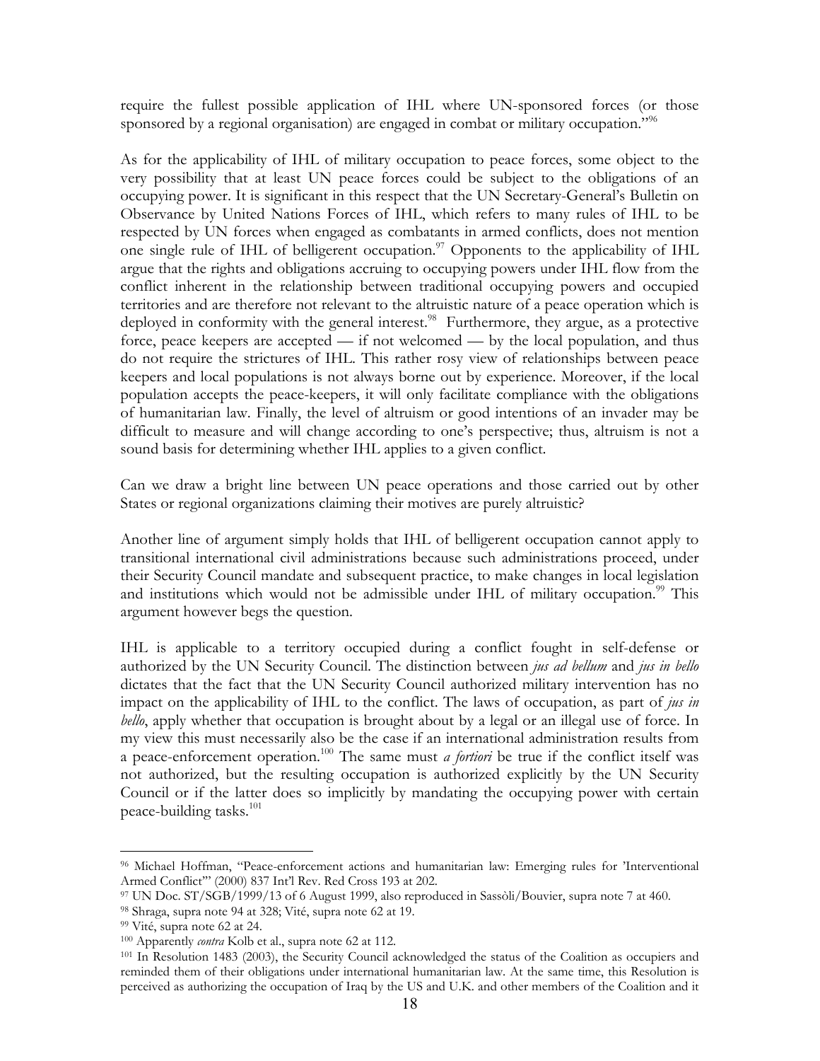require the fullest possible application of IHL where UN-sponsored forces (or those sponsored by a regional organisation) are engaged in combat or military occupation."[96]

As for the applicability of IHL of military occupation to peace forces, some object to the very possibility that at least UN peace forces could be subject to the obligations of an occupying power. It is significant in this respect that the UN Secretary-General's Bulletin on Observance by United Nations Forces of IHL, which refers to many rules of IHL to be respected by UN forces when engaged as combatants in armed conflicts, does not mention one single rule of IHL of belligerent occupation.[97] Opponents to the applicability of IHL argue that the rights and obligations accruing to occupying powers under IHL flow from the conflict inherent in the relationship between traditional occupying powers and occupied territories and are therefore not relevant to the altruistic nature of a peace operation which is deployed in conformity with the general interest.[98] Furthermore, they argue, as a protective force, peace keepers are accepted — if not welcomed — by the local population, and thus do not require the strictures of IHL. This rather rosy view of relationships between peace keepers and local populations is not always borne out by experience. Moreover, if the local population accepts the peace-keepers, it will only facilitate compliance with the obligations of humanitarian law. Finally, the level of altruism or good intentions of an invader may be difficult to measure and will change according to one's perspective; thus, altruism is not a sound basis for determining whether IHL applies to a given conflict.

Can we draw a bright line between UN peace operations and those carried out by other States or regional organizations claiming their motives are purely altruistic?

Another line of argument simply holds that IHL of belligerent occupation cannot apply to transitional international civil administrations because such administrations proceed, under their Security Council mandate and subsequent practice, to make changes in local legislation and institutions which would not be admissible under IHL of military occupation.[99] This argument however begs the question.

IHL is applicable to a territory occupied during a conflict fought in self-defense or authorized by the UN Security Council. The distinction between *jus ad bellum* and *jus in bello* dictates that the fact that the UN Security Council authorized military intervention has no impact on the applicability of IHL to the conflict. The laws of occupation, as part of *jus in bello*, apply whether that occupation is brought about by a legal or an illegal use of force. In my view this must necessarily also be the case if an international administration results from a peace-enforcement operation.[100] The same must *a fortiori* be true if the conflict itself was not authorized, but the resulting occupation is authorized explicitly by the UN Security Council or if the latter does so implicitly by mandating the occupying power with certain peace-building tasks.[101]

---

[96] Michael Hoffman, "Peace-enforcement actions and humanitarian law: Emerging rules for 'Interventional Armed Conflict'" (2000) 837 Int'l Rev. Red Cross 193 at 202.

[97] UN Doc. ST/SGB/1999/13 of 6 August 1999, also reproduced in Sassòli/Bouvier, supra note 7 at 460.

[98] Shraga, supra note 94 at 328; Vité, supra note 62 at 19.

[99] Vité, supra note 62 at 24.

[100] Apparently *contra* Kolb et al., supra note 62 at 112.

[101] In Resolution 1483 (2003), the Security Council acknowledged the status of the Coalition as occupiers and reminded them of their obligations under international humanitarian law. At the same time, this Resolution is perceived as authorizing the occupation of Iraq by the US and U.K. and other members of the Coalition and it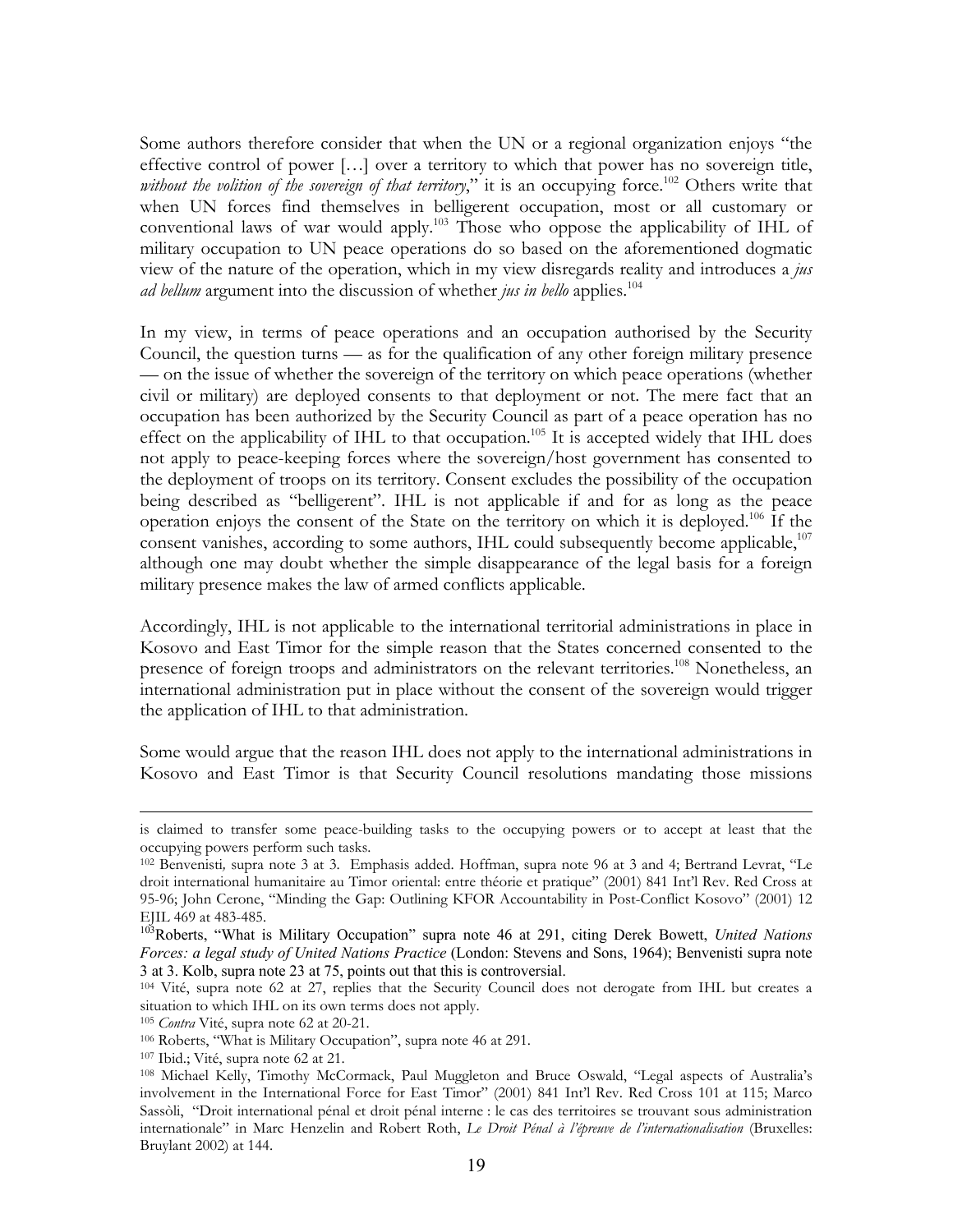Some authors therefore consider that when the UN or a regional organization enjoys "the effective control of power […] over a territory to which that power has no sovereign title, *without the volition of the sovereign of that territory*," it is an occupying force.[102] Others write that when UN forces find themselves in belligerent occupation, most or all customary or conventional laws of war would apply.[103] Those who oppose the applicability of IHL of military occupation to UN peace operations do so based on the aforementioned dogmatic view of the nature of the operation, which in my view disregards reality and introduces a *jus ad bellum* argument into the discussion of whether *jus in bello* applies.[104]

In my view, in terms of peace operations and an occupation authorised by the Security Council, the question turns — as for the qualification of any other foreign military presence — on the issue of whether the sovereign of the territory on which peace operations (whether civil or military) are deployed consents to that deployment or not. The mere fact that an occupation has been authorized by the Security Council as part of a peace operation has no effect on the applicability of IHL to that occupation.[105] It is accepted widely that IHL does not apply to peace-keeping forces where the sovereign/host government has consented to the deployment of troops on its territory. Consent excludes the possibility of the occupation being described as "belligerent". IHL is not applicable if and for as long as the peace operation enjoys the consent of the State on the territory on which it is deployed.[106] If the consent vanishes, according to some authors, IHL could subsequently become applicable,[107] although one may doubt whether the simple disappearance of the legal basis for a foreign military presence makes the law of armed conflicts applicable.

Accordingly, IHL is not applicable to the international territorial administrations in place in Kosovo and East Timor for the simple reason that the States concerned consented to the presence of foreign troops and administrators on the relevant territories.[108] Nonetheless, an international administration put in place without the consent of the sovereign would trigger the application of IHL to that administration.

Some would argue that the reason IHL does not apply to the international administrations in Kosovo and East Timor is that Security Council resolutions mandating those missions

---

is claimed to transfer some peace-building tasks to the occupying powers or to accept at least that the occupying powers perform such tasks.

[102] Benvenisti, supra note 3 at 3. Emphasis added. Hoffman, supra note 96 at 3 and 4; Bertrand Levrat, "Le droit international humanitaire au Timor oriental: entre théorie et pratique" (2001) 841 Int'l Rev. Red Cross at 95-96; John Cerone, "Minding the Gap: Outlining KFOR Accountability in Post-Conflict Kosovo" (2001) 12 EJIL 469 at 483-485.

[103] Roberts, "What is Military Occupation" supra note 46 at 291, citing Derek Bowett, *United Nations Forces: a legal study of United Nations Practice* (London: Stevens and Sons, 1964); Benvenisti supra note 3 at 3. Kolb, supra note 23 at 75, points out that this is controversial.

[104] Vité, supra note 62 at 27, replies that the Security Council does not derogate from IHL but creates a situation to which IHL on its own terms does not apply.

[105] *Contra* Vité, supra note 62 at 20-21.

[106] Roberts, "What is Military Occupation", supra note 46 at 291.

[107] Ibid.; Vité, supra note 62 at 21.

[108] Michael Kelly, Timothy McCormack, Paul Muggleton and Bruce Oswald, "Legal aspects of Australia's involvement in the International Force for East Timor" (2001) 841 Int'l Rev. Red Cross 101 at 115; Marco Sassòli, "Droit international pénal et droit pénal interne : le cas des territoires se trouvant sous administration internationale" in Marc Henzelin and Robert Roth, *Le Droit Pénal à l'épreuve de l'internationalisation* (Bruxelles: Bruylant 2002) at 144.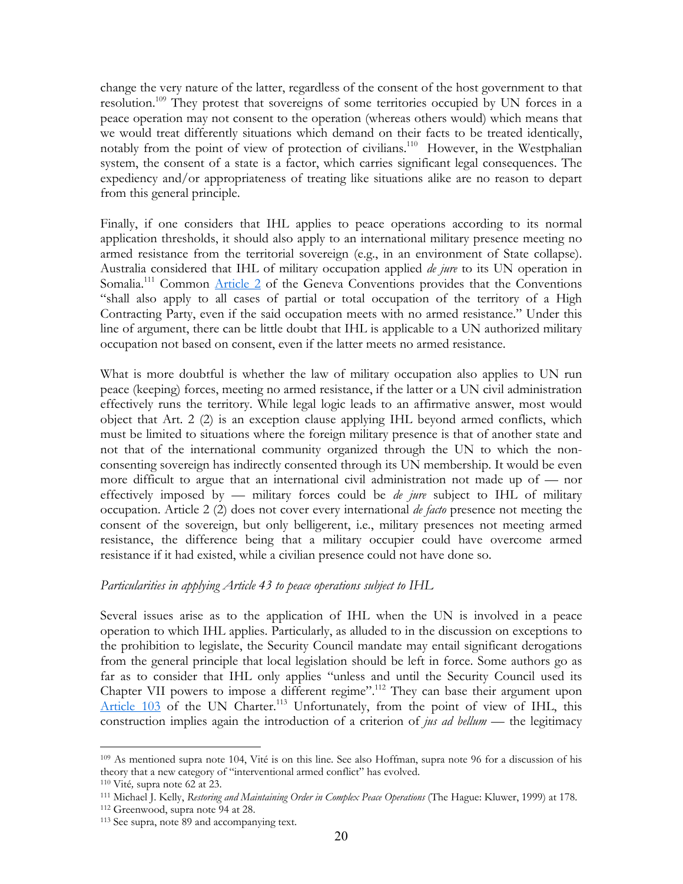change the very nature of the latter, regardless of the consent of the host government to that resolution.[109] They protest that sovereigns of some territories occupied by UN forces in a peace operation may not consent to the operation (whereas others would) which means that we would treat differently situations which demand on their facts to be treated identically, notably from the point of view of protection of civilians.[110] However, in the Westphalian system, the consent of a state is a factor, which carries significant legal consequences. The expediency and/or appropriateness of treating like situations alike are no reason to depart from this general principle.

Finally, if one considers that IHL applies to peace operations according to its normal application thresholds, it should also apply to an international military presence meeting no armed resistance from the territorial sovereign (e.g., in an environment of State collapse). Australia considered that IHL of military occupation applied *de jure* to its UN operation in Somalia.[111] Common Article 2 of the Geneva Conventions provides that the Conventions "shall also apply to all cases of partial or total occupation of the territory of a High Contracting Party, even if the said occupation meets with no armed resistance." Under this line of argument, there can be little doubt that IHL is applicable to a UN authorized military occupation not based on consent, even if the latter meets no armed resistance.

What is more doubtful is whether the law of military occupation also applies to UN run peace (keeping) forces, meeting no armed resistance, if the latter or a UN civil administration effectively runs the territory. While legal logic leads to an affirmative answer, most would object that Art. 2 (2) is an exception clause applying IHL beyond armed conflicts, which must be limited to situations where the foreign military presence is that of another state and not that of the international community organized through the UN to which the non-consenting sovereign has indirectly consented through its UN membership. It would be even more difficult to argue that an international civil administration not made up of — nor effectively imposed by — military forces could be *de jure* subject to IHL of military occupation. Article 2 (2) does not cover every international *de facto* presence not meeting the consent of the sovereign, but only belligerent, i.e., military presences not meeting armed resistance, the difference being that a military occupier could have overcome armed resistance if it had existed, while a civilian presence could not have done so.

*Particularities in applying Article 43 to peace operations subject to IHL*

Several issues arise as to the application of IHL when the UN is involved in a peace operation to which IHL applies. Particularly, as alluded to in the discussion on exceptions to the prohibition to legislate, the Security Council mandate may entail significant derogations from the general principle that local legislation should be left in force. Some authors go as far as to consider that IHL only applies "unless and until the Security Council used its Chapter VII powers to impose a different regime".[112] They can base their argument upon Article 103 of the UN Charter.[113] Unfortunately, from the point of view of IHL, this construction implies again the introduction of a criterion of *jus ad bellum* — the legitimacy

---

[109] As mentioned supra note 104, Vité is on this line. See also Hoffman, supra note 96 for a discussion of his theory that a new category of "interventional armed conflict" has evolved.

[110] Vité, supra note 62 at 23.

[111] Michael J. Kelly, *Restoring and Maintaining Order in Complex Peace Operations* (The Hague: Kluwer, 1999) at 178.

[112] Greenwood, supra note 94 at 28.

[113] See supra, note 89 and accompanying text.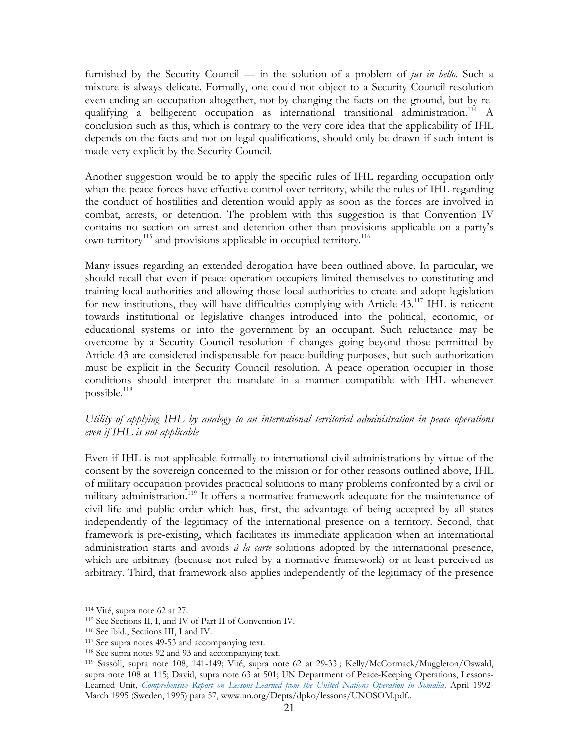furnished by the Security Council — in the solution of a problem of *jus in bello*. Such a mixture is always delicate. Formally, one could not object to a Security Council resolution even ending an occupation altogether, not by changing the facts on the ground, but by re-qualifying a belligerent occupation as international transitional administration.[114] A conclusion such as this, which is contrary to the very core idea that the applicability of IHL depends on the facts and not on legal qualifications, should only be drawn if such intent is made very explicit by the Security Council.

Another suggestion would be to apply the specific rules of IHL regarding occupation only when the peace forces have effective control over territory, while the rules of IHL regarding the conduct of hostilities and detention would apply as soon as the forces are involved in combat, arrests, or detention. The problem with this suggestion is that Convention IV contains no section on arrest and detention other than provisions applicable on a party's own territory[115] and provisions applicable in occupied territory.[116]

Many issues regarding an extended derogation have been outlined above. In particular, we should recall that even if peace operation occupiers limited themselves to constituting and training local authorities and allowing those local authorities to create and adopt legislation for new institutions, they will have difficulties complying with Article 43.[117] IHL is reticent towards institutional or legislative changes introduced into the political, economic, or educational systems or into the government by an occupant. Such reluctance may be overcome by a Security Council resolution if changes going beyond those permitted by Article 43 are considered indispensable for peace-building purposes, but such authorization must be explicit in the Security Council resolution. A peace operation occupier in those conditions should interpret the mandate in a manner compatible with IHL whenever possible.[118]

*Utility of applying IHL by analogy to an international territorial administration in peace operations even if IHL is not applicable*

Even if IHL is not applicable formally to international civil administrations by virtue of the consent by the sovereign concerned to the mission or for other reasons outlined above, IHL of military occupation provides practical solutions to many problems confronted by a civil or military administration.[119] It offers a normative framework adequate for the maintenance of civil life and public order which has, first, the advantage of being accepted by all states independently of the legitimacy of the international presence on a territory. Second, that framework is pre-existing, which facilitates its immediate application when an international administration starts and avoids *à la carte* solutions adopted by the international presence, which are arbitrary (because not ruled by a normative framework) or at least perceived as arbitrary. Third, that framework also applies independently of the legitimacy of the presence

---

[114] Vité, supra note 62 at 27.

[115] See Sections II, I, and IV of Part II of Convention IV.

[116] See ibid., Sections III, I and IV.

[117] See supra notes 49-53 and accompanying text.

[118] See supra notes 92 and 93 and accompanying text.

[119] Sassòli, supra note 108, 141-149; Vité, supra note 62 at 29-33 ; Kelly/McCormack/Muggleton/Oswald, supra note 108 at 115; David, supra note 63 at 501; UN Department of Peace-Keeping Operations, Lessons-Learned Unit, *Comprehensive Report on Lessons-Learned from the United Nations Operation in Somalia*, April 1992-March 1995 (Sweden, 1995) para 57, www.un.org/Depts/dpko/lessons/UNOSOM.pdf..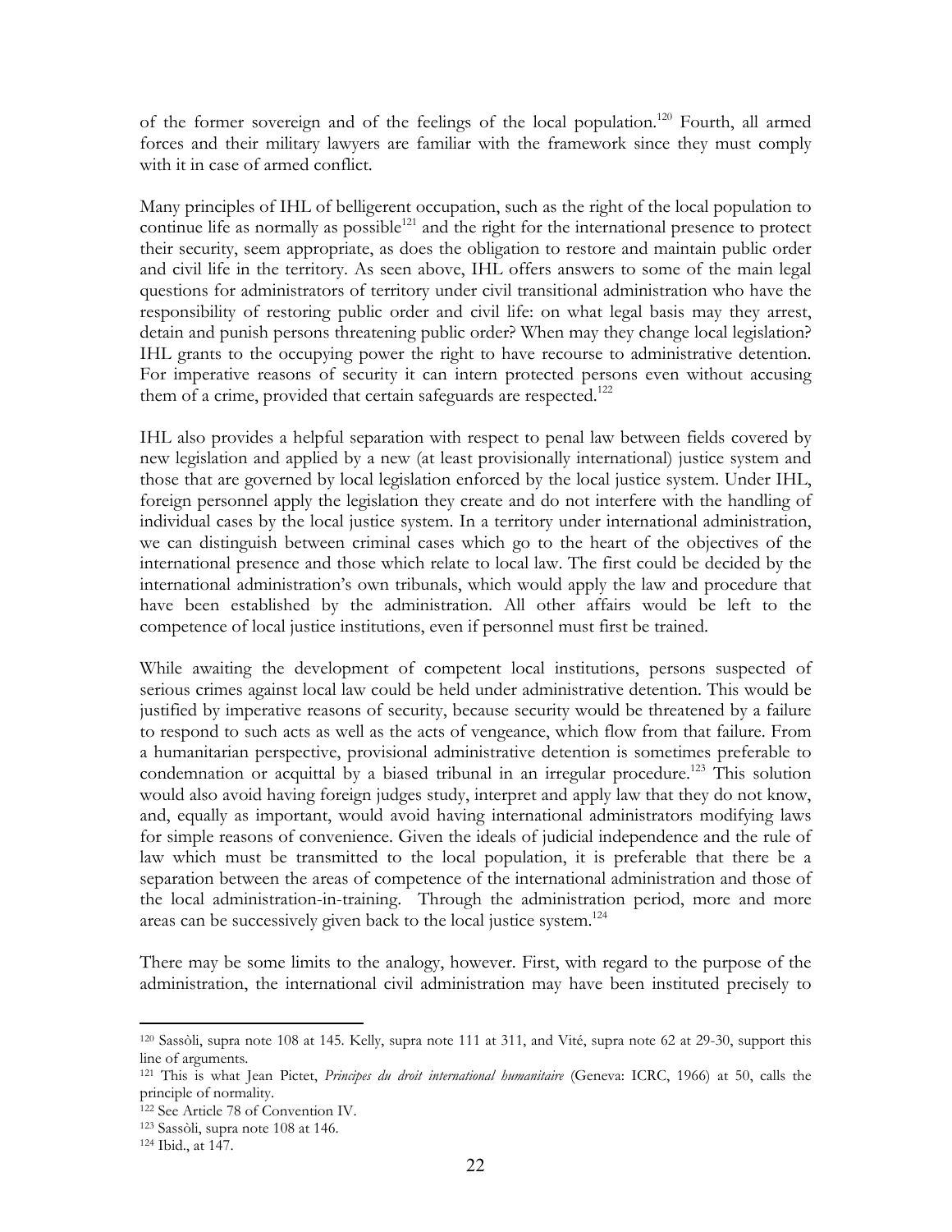of the former sovereign and of the feelings of the local population.[120] Fourth, all armed forces and their military lawyers are familiar with the framework since they must comply with it in case of armed conflict.

Many principles of IHL of belligerent occupation, such as the right of the local population to continue life as normally as possible[121] and the right for the international presence to protect their security, seem appropriate, as does the obligation to restore and maintain public order and civil life in the territory. As seen above, IHL offers answers to some of the main legal questions for administrators of territory under civil transitional administration who have the responsibility of restoring public order and civil life: on what legal basis may they arrest, detain and punish persons threatening public order? When may they change local legislation? IHL grants to the occupying power the right to have recourse to administrative detention. For imperative reasons of security it can intern protected persons even without accusing them of a crime, provided that certain safeguards are respected.[122]

IHL also provides a helpful separation with respect to penal law between fields covered by new legislation and applied by a new (at least provisionally international) justice system and those that are governed by local legislation enforced by the local justice system. Under IHL, foreign personnel apply the legislation they create and do not interfere with the handling of individual cases by the local justice system. In a territory under international administration, we can distinguish between criminal cases which go to the heart of the objectives of the international presence and those which relate to local law. The first could be decided by the international administration's own tribunals, which would apply the law and procedure that have been established by the administration. All other affairs would be left to the competence of local justice institutions, even if personnel must first be trained.

While awaiting the development of competent local institutions, persons suspected of serious crimes against local law could be held under administrative detention. This would be justified by imperative reasons of security, because security would be threatened by a failure to respond to such acts as well as the acts of vengeance, which flow from that failure. From a humanitarian perspective, provisional administrative detention is sometimes preferable to condemnation or acquittal by a biased tribunal in an irregular procedure.[123] This solution would also avoid having foreign judges study, interpret and apply law that they do not know, and, equally as important, would avoid having international administrators modifying laws for simple reasons of convenience. Given the ideals of judicial independence and the rule of law which must be transmitted to the local population, it is preferable that there be a separation between the areas of competence of the international administration and those of the local administration-in-training. Through the administration period, more and more areas can be successively given back to the local justice system.[124]

There may be some limits to the analogy, however. First, with regard to the purpose of the administration, the international civil administration may have been instituted precisely to

---

[120] Sassòli, supra note 108 at 145. Kelly, supra note 111 at 311, and Vité, supra note 62 at 29-30, support this line of arguments.

[121] This is what Jean Pictet, *Principes du droit international humanitaire* (Geneva: ICRC, 1966) at 50, calls the principle of normality.

[122] See Article 78 of Convention IV.

[123] Sassòli, supra note 108 at 146.

[124] Ibid., at 147.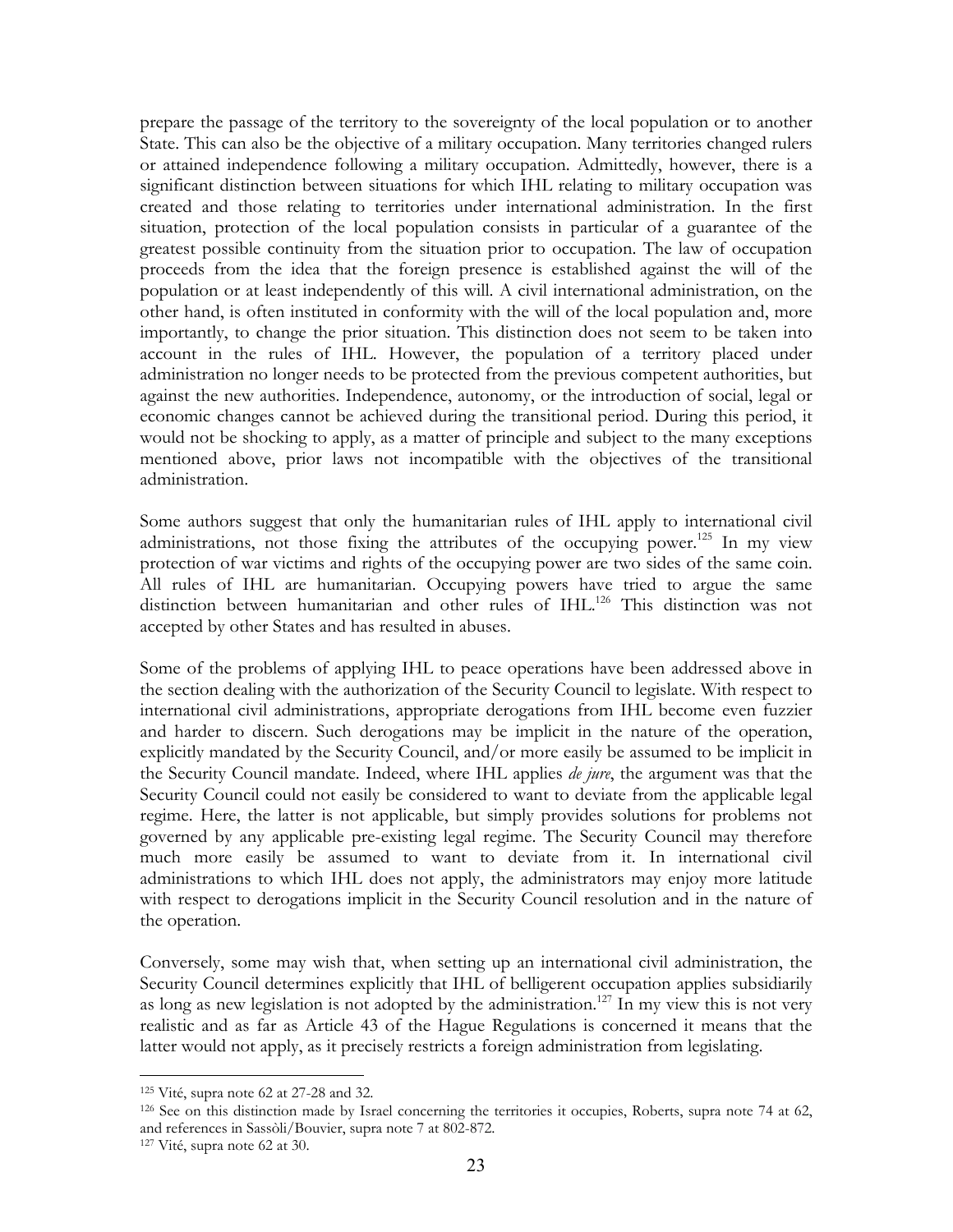prepare the passage of the territory to the sovereignty of the local population or to another State. This can also be the objective of a military occupation. Many territories changed rulers or attained independence following a military occupation. Admittedly, however, there is a significant distinction between situations for which IHL relating to military occupation was created and those relating to territories under international administration. In the first situation, protection of the local population consists in particular of a guarantee of the greatest possible continuity from the situation prior to occupation. The law of occupation proceeds from the idea that the foreign presence is established against the will of the population or at least independently of this will. A civil international administration, on the other hand, is often instituted in conformity with the will of the local population and, more importantly, to change the prior situation. This distinction does not seem to be taken into account in the rules of IHL. However, the population of a territory placed under administration no longer needs to be protected from the previous competent authorities, but against the new authorities. Independence, autonomy, or the introduction of social, legal or economic changes cannot be achieved during the transitional period. During this period, it would not be shocking to apply, as a matter of principle and subject to the many exceptions mentioned above, prior laws not incompatible with the objectives of the transitional administration.

Some authors suggest that only the humanitarian rules of IHL apply to international civil administrations, not those fixing the attributes of the occupying power.[125] In my view protection of war victims and rights of the occupying power are two sides of the same coin. All rules of IHL are humanitarian. Occupying powers have tried to argue the same distinction between humanitarian and other rules of IHL.[126] This distinction was not accepted by other States and has resulted in abuses.

Some of the problems of applying IHL to peace operations have been addressed above in the section dealing with the authorization of the Security Council to legislate. With respect to international civil administrations, appropriate derogations from IHL become even fuzzier and harder to discern. Such derogations may be implicit in the nature of the operation, explicitly mandated by the Security Council, and/or more easily be assumed to be implicit in the Security Council mandate. Indeed, where IHL applies *de jure*, the argument was that the Security Council could not easily be considered to want to deviate from the applicable legal regime. Here, the latter is not applicable, but simply provides solutions for problems not governed by any applicable pre-existing legal regime. The Security Council may therefore much more easily be assumed to want to deviate from it. In international civil administrations to which IHL does not apply, the administrators may enjoy more latitude with respect to derogations implicit in the Security Council resolution and in the nature of the operation.

Conversely, some may wish that, when setting up an international civil administration, the Security Council determines explicitly that IHL of belligerent occupation applies subsidiarily as long as new legislation is not adopted by the administration.[127] In my view this is not very realistic and as far as Article 43 of the Hague Regulations is concerned it means that the latter would not apply, as it precisely restricts a foreign administration from legislating.

---

[125] Vité, supra note 62 at 27-28 and 32.

[126] See on this distinction made by Israel concerning the territories it occupies, Roberts, supra note 74 at 62, and references in Sassòli/Bouvier, supra note 7 at 802-872.

[127] Vité, supra note 62 at 30.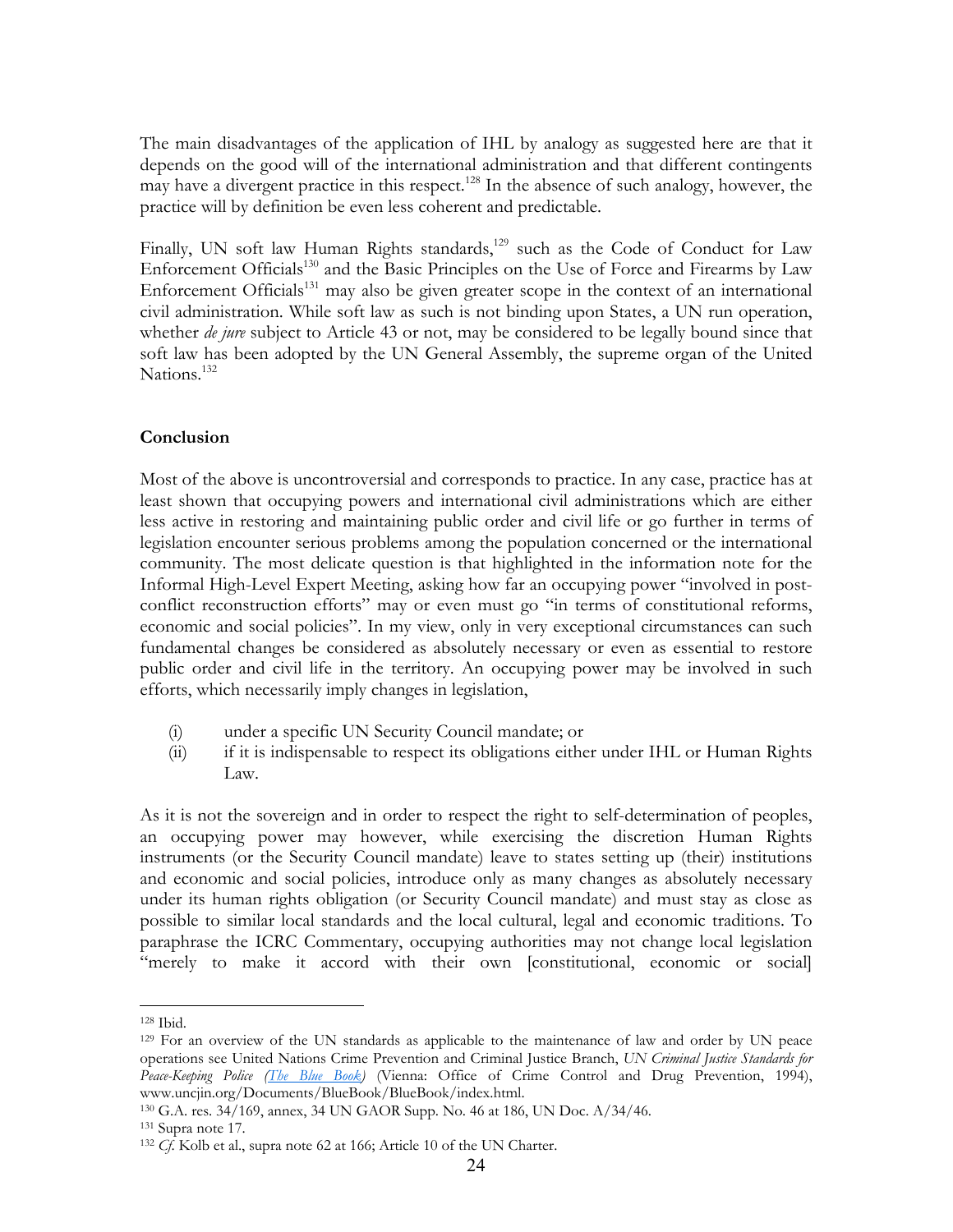The main disadvantages of the application of IHL by analogy as suggested here are that it depends on the good will of the international administration and that different contingents may have a divergent practice in this respect.[128] In the absence of such analogy, however, the practice will by definition be even less coherent and predictable.

Finally, UN soft law Human Rights standards,[129] such as the Code of Conduct for Law Enforcement Officials[130] and the Basic Principles on the Use of Force and Firearms by Law Enforcement Officials[131] may also be given greater scope in the context of an international civil administration. While soft law as such is not binding upon States, a UN run operation, whether *de jure* subject to Article 43 or not, may be considered to be legally bound since that soft law has been adopted by the UN General Assembly, the supreme organ of the United Nations.[132]

**Conclusion**

Most of the above is uncontroversial and corresponds to practice. In any case, practice has at least shown that occupying powers and international civil administrations which are either less active in restoring and maintaining public order and civil life or go further in terms of legislation encounter serious problems among the population concerned or the international community. The most delicate question is that highlighted in the information note for the Informal High-Level Expert Meeting, asking how far an occupying power "involved in post-conflict reconstruction efforts" may or even must go "in terms of constitutional reforms, economic and social policies". In my view, only in very exceptional circumstances can such fundamental changes be considered as absolutely necessary or even as essential to restore public order and civil life in the territory. An occupying power may be involved in such efforts, which necessarily imply changes in legislation,

(i) under a specific UN Security Council mandate; or
(ii) if it is indispensable to respect its obligations either under IHL or Human Rights Law.

As it is not the sovereign and in order to respect the right to self-determination of peoples, an occupying power may however, while exercising the discretion Human Rights instruments (or the Security Council mandate) leave to states setting up (their) institutions and economic and social policies, introduce only as many changes as absolutely necessary under its human rights obligation (or Security Council mandate) and must stay as close as possible to similar local standards and the local cultural, legal and economic traditions. To paraphrase the ICRC Commentary, occupying authorities may not change local legislation "merely to make it accord with their own [constitutional, economic or social]

---

[128] Ibid.

[129] For an overview of the UN standards as applicable to the maintenance of law and order by UN peace operations see United Nations Crime Prevention and Criminal Justice Branch, *UN Criminal Justice Standards for Peace-Keeping Police (The Blue Book)* (Vienna: Office of Crime Control and Drug Prevention, 1994), www.uncjin.org/Documents/BlueBook/BlueBook/index.html.

[130] G.A. res. 34/169, annex, 34 UN GAOR Supp. No. 46 at 186, UN Doc. A/34/46.

[131] Supra note 17.

[132] *Cf.* Kolb et al., supra note 62 at 166; Article 10 of the UN Charter.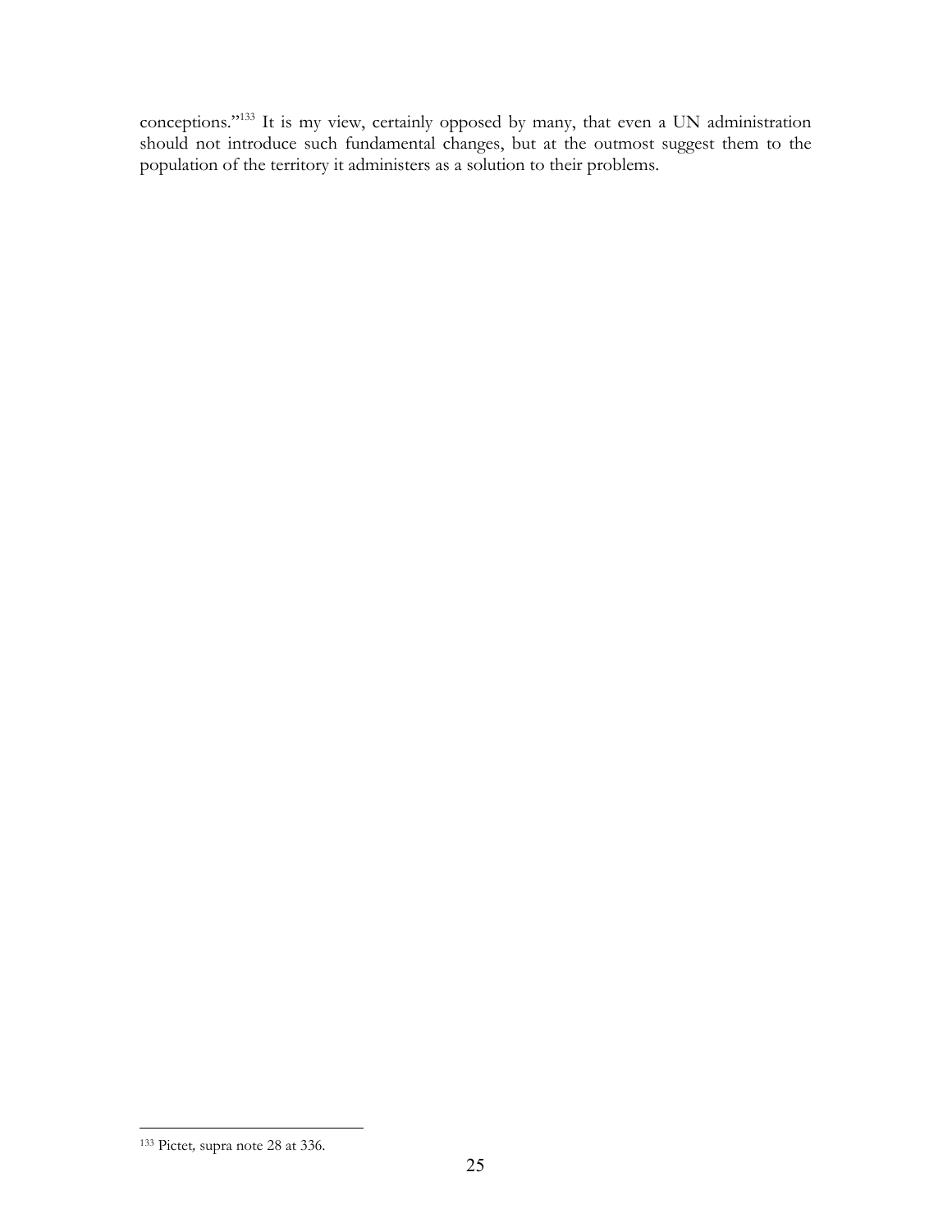conceptions."[133] It is my view, certainly opposed by many, that even a UN administration should not introduce such fundamental changes, but at the outmost suggest them to the population of the territory it administers as a solution to their problems.

[133] Pictet, supra note 28 at 336.